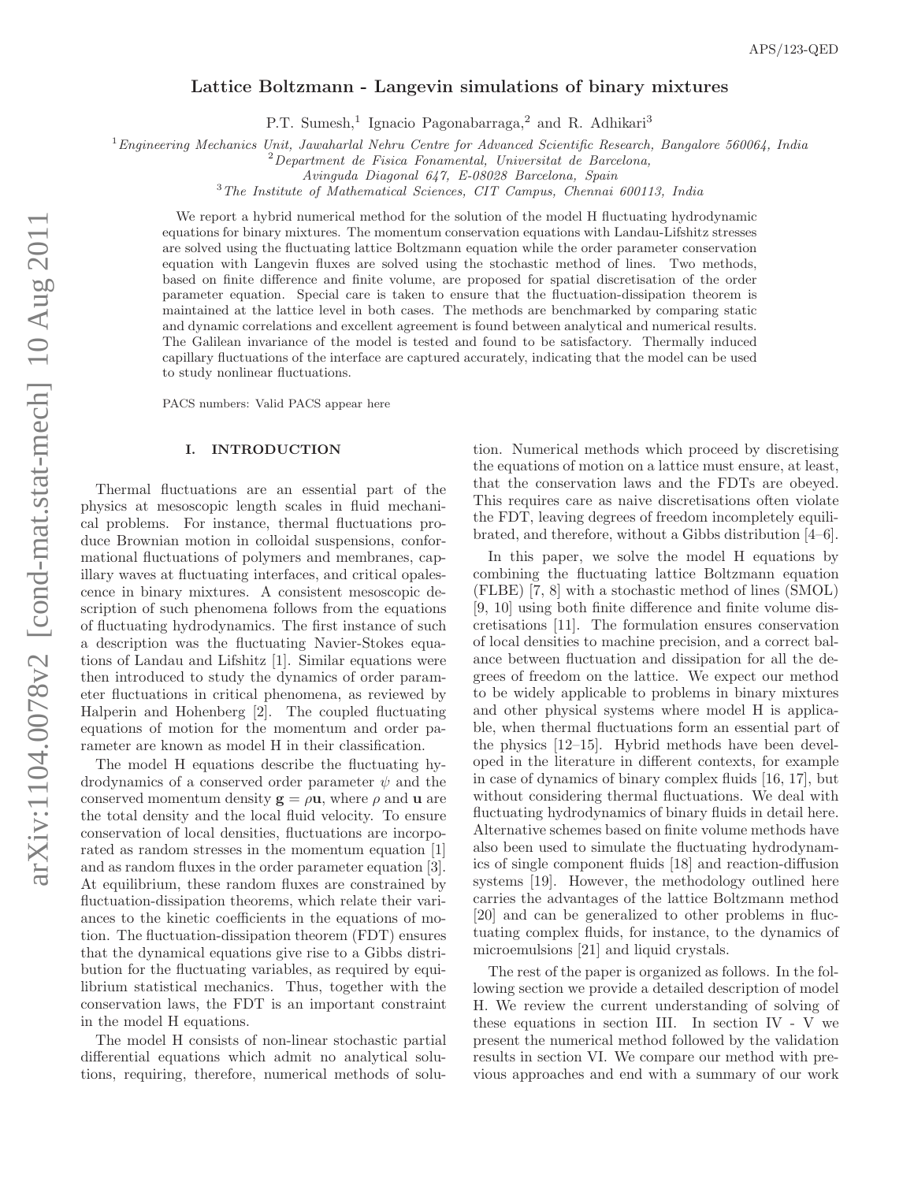# Lattice Boltzmann - Langevin simulations of binary mixtures

P.T. Sumesh,[1] Ignacio Pagonabarraga,[2] and R. Adhikari[3]

[1]Engineering Mechanics Unit, Jawaharlal Nehru Centre for Advanced Scientific Research, Bangalore 560064, India
[2]Department de Fisica Fonamental, Universitat de Barcelona, Avinguda Diagonal 647, E-08028 Barcelona, Spain
[3]The Institute of Mathematical Sciences, CIT Campus, Chennai 600113, India

We report a hybrid numerical method for the solution of the model H fluctuating hydrodynamic equations for binary mixtures. The momentum conservation equations with Landau-Lifshitz stresses are solved using the fluctuating lattice Boltzmann equation while the order parameter conservation equation with Langevin fluxes are solved using the stochastic method of lines. Two methods, based on finite difference and finite volume, are proposed for spatial discretisation of the order parameter equation. Special care is taken to ensure that the fluctuation-dissipation theorem is maintained at the lattice level in both cases. The methods are benchmarked by comparing static and dynamic correlations and excellent agreement is found between analytical and numerical results. The Galilean invariance of the model is tested and found to be satisfactory. Thermally induced capillary fluctuations of the interface are captured accurately, indicating that the model can be used to study nonlinear fluctuations.

PACS numbers: Valid PACS appear here

## I. INTRODUCTION

Thermal fluctuations are an essential part of the physics at mesoscopic length scales in fluid mechanical problems. For instance, thermal fluctuations produce Brownian motion in colloidal suspensions, conformational fluctuations of polymers and membranes, capillary waves at fluctuating interfaces, and critical opalescence in binary mixtures. A consistent mesoscopic description of such phenomena follows from the equations of fluctuating hydrodynamics. The first instance of such a description was the fluctuating Navier-Stokes equations of Landau and Lifshitz [1]. Similar equations were then introduced to study the dynamics of order parameter fluctuations in critical phenomena, as reviewed by Halperin and Hohenberg [2]. The coupled fluctuating equations of motion for the momentum and order parameter are known as model H in their classification.

The model H equations describe the fluctuating hydrodynamics of a conserved order parameter $\psi$ and the conserved momentum density $\mathbf{g} = \rho\mathbf{u}$, where $\rho$ and $\mathbf{u}$ are the total density and the local fluid velocity. To ensure conservation of local densities, fluctuations are incorporated as random stresses in the momentum equation [1] and as random fluxes in the order parameter equation [3]. At equilibrium, these random fluxes are constrained by fluctuation-dissipation theorems, which relate their variances to the kinetic coefficients in the equations of motion. The fluctuation-dissipation theorem (FDT) ensures that the dynamical equations give rise to a Gibbs distribution for the fluctuating variables, as required by equilibrium statistical mechanics. Thus, together with the conservation laws, the FDT is an important constraint in the model H equations.

The model H consists of non-linear stochastic partial differential equations which admit no analytical solutions, requiring, therefore, numerical methods of solution. Numerical methods which proceed by discretising the equations of motion on a lattice must ensure, at least, that the conservation laws and the FDTs are obeyed. This requires care as naive discretisations often violate the FDT, leaving degrees of freedom incompletely equilibrated, and therefore, without a Gibbs distribution [4–6].

In this paper, we solve the model H equations by combining the fluctuating lattice Boltzmann equation (FLBE) [7, 8] with a stochastic method of lines (SMOL) [9, 10] using both finite difference and finite volume discretisations [11]. The formulation ensures conservation of local densities to machine precision, and a correct balance between fluctuation and dissipation for all the degrees of freedom on the lattice. We expect our method to be widely applicable to problems in binary mixtures and other physical systems where model H is applicable, when thermal fluctuations form an essential part of the physics [12–15]. Hybrid methods have been developed in the literature in different contexts, for example in case of dynamics of binary complex fluids [16, 17], but without considering thermal fluctuations. We deal with fluctuating hydrodynamics of binary fluids in detail here. Alternative schemes based on finite volume methods have also been used to simulate the fluctuating hydrodynamics of single component fluids [18] and reaction-diffusion systems [19]. However, the methodology outlined here carries the advantages of the lattice Boltzmann method [20] and can be generalized to other problems in fluctuating complex fluids, for instance, to the dynamics of microemulsions [21] and liquid crystals.

The rest of the paper is organized as follows. In the following section we provide a detailed description of model H. We review the current understanding of solving of these equations in section III. In section IV - V we present the numerical method followed by the validation results in section VI. We compare our method with previous approaches and end with a summary of our work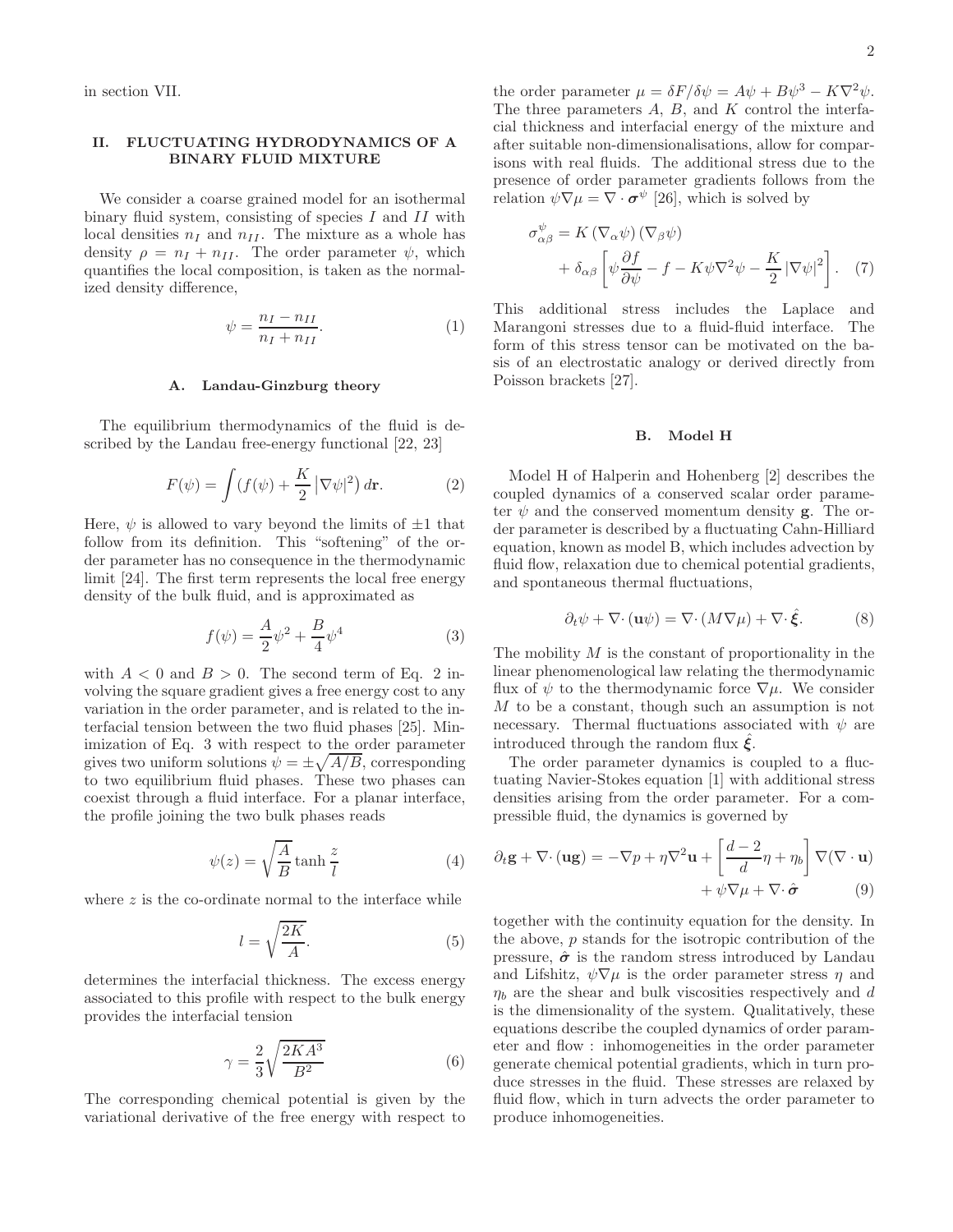in section VII.

## II. FLUCTUATING HYDRODYNAMICS OF A BINARY FLUID MIXTURE

We consider a coarse grained model for an isothermal binary fluid system, consisting of species $I$ and $II$ with local densities $n_I$ and $n_{II}$. The mixture as a whole has density $\rho = n_I + n_{II}$. The order parameter $\psi$, which quantifies the local composition, is taken as the normalized density difference,

$$\psi = \frac{n_I - n_{II}}{n_I + n_{II}}. \tag{1}$$

### A. Landau-Ginzburg theory

The equilibrium thermodynamics of the fluid is described by the Landau free-energy functional [22, 23]

$$F(\psi) = \int \left(f(\psi) + \frac{K}{2}\left|\nabla\psi\right|^2\right) d\mathbf{r}. \tag{2}$$

Here, $\psi$ is allowed to vary beyond the limits of $\pm 1$ that follow from its definition. This "softening" of the order parameter has no consequence in the thermodynamic limit [24]. The first term represents the local free energy density of the bulk fluid, and is approximated as

$$f(\psi) = \frac{A}{2}\psi^2 + \frac{B}{4}\psi^4 \tag{3}$$

with $A < 0$ and $B > 0$. The second term of Eq. 2 involving the square gradient gives a free energy cost to any variation in the order parameter, and is related to the interfacial tension between the two fluid phases [25]. Minimization of Eq. 3 with respect to the order parameter gives two uniform solutions $\psi = \pm\sqrt{A/B}$, corresponding to two equilibrium fluid phases. These two phases can coexist through a fluid interface. For a planar interface, the profile joining the two bulk phases reads

$$\psi(z) = \sqrt{\frac{A}{B}} \tanh\frac{z}{l} \tag{4}$$

where $z$ is the co-ordinate normal to the interface while

$$l = \sqrt{\frac{2K}{A}}. \tag{5}$$

determines the interfacial thickness. The excess energy associated to this profile with respect to the bulk energy provides the interfacial tension

$$\gamma = \frac{2}{3}\sqrt{\frac{2KA^3}{B^2}} \tag{6}$$

The corresponding chemical potential is given by the variational derivative of the free energy with respect to the order parameter $\mu = \delta F/\delta\psi = A\psi + B\psi^3 - K\nabla^2\psi$. The three parameters $A$, $B$, and $K$ control the interfacial thickness and interfacial energy of the mixture and after suitable non-dimensionalisations, allow for comparisons with real fluids. The additional stress due to the presence of order parameter gradients follows from the relation $\psi\nabla\mu = \nabla\cdot\boldsymbol{\sigma}^{\psi}$ [26], which is solved by

$$\sigma^{\psi}_{\alpha\beta} = K\left(\nabla_\alpha\psi\right)\left(\nabla_\beta\psi\right) + \delta_{\alpha\beta}\left[\psi\frac{\partial f}{\partial\psi} - f - K\psi\nabla^2\psi - \frac{K}{2}\left|\nabla\psi\right|^2\right]. \tag{7}$$

This additional stress includes the Laplace and Marangoni stresses due to a fluid-fluid interface. The form of this stress tensor can be motivated on the basis of an electrostatic analogy or derived directly from Poisson brackets [27].

### B. Model H

Model H of Halperin and Hohenberg [2] describes the coupled dynamics of a conserved scalar order parameter $\psi$ and the conserved momentum density $\mathbf{g}$. The order parameter is described by a fluctuating Cahn-Hilliard equation, known as model B, which includes advection by fluid flow, relaxation due to chemical potential gradients, and spontaneous thermal fluctuations,

$$\partial_t\psi + \nabla\cdot(\mathbf{u}\psi) = \nabla\cdot(M\nabla\mu) + \nabla\cdot\hat{\boldsymbol{\xi}}. \tag{8}$$

The mobility $M$ is the constant of proportionality in the linear phenomenological law relating the thermodynamic flux of $\psi$ to the thermodynamic force $\nabla\mu$. We consider $M$ to be a constant, though such an assumption is not necessary. Thermal fluctuations associated with $\psi$ are introduced through the random flux $\hat{\boldsymbol{\xi}}$.

The order parameter dynamics is coupled to a fluctuating Navier-Stokes equation [1] with additional stress densities arising from the order parameter. For a compressible fluid, the dynamics is governed by

$$\partial_t\mathbf{g} + \nabla\cdot(\mathbf{u}\mathbf{g}) = -\nabla p + \eta\nabla^2\mathbf{u} + \left[\frac{d-2}{d}\eta + \eta_b\right]\nabla(\nabla\cdot\mathbf{u}) + \psi\nabla\mu + \nabla\cdot\hat{\boldsymbol{\sigma}} \tag{9}$$

together with the continuity equation for the density. In the above, $p$ stands for the isotropic contribution of the pressure, $\hat{\boldsymbol{\sigma}}$ is the random stress introduced by Landau and Lifshitz, $\psi\nabla\mu$ is the order parameter stress $\eta$ and $\eta_b$ are the shear and bulk viscosities respectively and $d$ is the dimensionality of the system. Qualitatively, these equations describe the coupled dynamics of order parameter and flow : inhomogeneities in the order parameter generate chemical potential gradients, which in turn produce stresses in the fluid. These stresses are relaxed by fluid flow, which in turn advects the order parameter to produce inhomogeneities.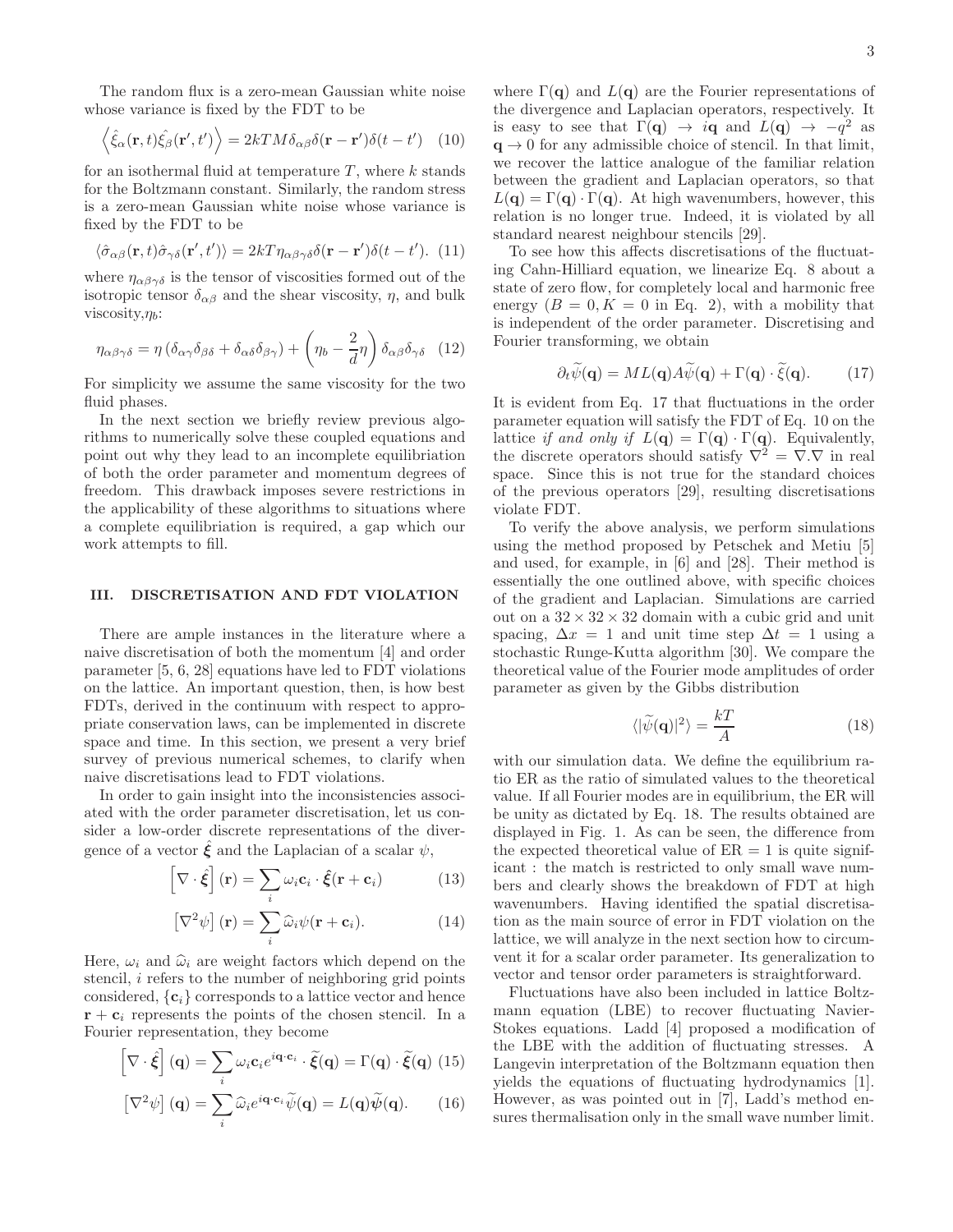The random flux is a zero-mean Gaussian white noise whose variance is fixed by the FDT to be

$$\left\langle \hat{\xi}_\alpha(\mathbf{r},t)\hat{\xi_\beta}(\mathbf{r}',t')\right\rangle = 2kTM\delta_{\alpha\beta}\delta(\mathbf{r}-\mathbf{r}')\delta(t-t') \quad (10)$$

for an isothermal fluid at temperature $T$, where $k$ stands for the Boltzmann constant. Similarly, the random stress is a zero-mean Gaussian white noise whose variance is fixed by the FDT to be

$$\langle \hat{\sigma}_{\alpha\beta}(\mathbf{r},t)\hat{\sigma}_{\gamma\delta}(\mathbf{r}',t')\rangle = 2kT\eta_{\alpha\beta\gamma\delta}\delta(\mathbf{r}-\mathbf{r}')\delta(t-t'). \quad (11)$$

where $\eta_{\alpha\beta\gamma\delta}$ is the tensor of viscosities formed out of the isotropic tensor $\delta_{\alpha\beta}$ and the shear viscosity, $\eta$, and bulk viscosity,$\eta_b$:

$$\eta_{\alpha\beta\gamma\delta} = \eta\left(\delta_{\alpha\gamma}\delta_{\beta\delta} + \delta_{\alpha\delta}\delta_{\beta\gamma}\right) + \left(\eta_b - \frac{2}{d}\eta\right)\delta_{\alpha\beta}\delta_{\gamma\delta} \quad (12)$$

For simplicity we assume the same viscosity for the two fluid phases.

In the next section we briefly review previous algorithms to numerically solve these coupled equations and point out why they lead to an incomplete equilibriation of both the order parameter and momentum degrees of freedom. This drawback imposes severe restrictions in the applicability of these algorithms to situations where a complete equilibriation is required, a gap which our work attempts to fill.

## III. DISCRETISATION AND FDT VIOLATION

There are ample instances in the literature where a naive discretisation of both the momentum [4] and order parameter [5, 6, 28] equations have led to FDT violations on the lattice. An important question, then, is how best FDTs, derived in the continuum with respect to appropriate conservation laws, can be implemented in discrete space and time. In this section, we present a very brief survey of previous numerical schemes, to clarify when naive discretisations lead to FDT violations.

In order to gain insight into the inconsistencies associated with the order parameter discretisation, let us consider a low-order discrete representations of the divergence of a vector $\hat{\boldsymbol{\xi}}$ and the Laplacian of a scalar $\psi$,

$$\left[\nabla\cdot\hat{\boldsymbol{\xi}}\right](\mathbf{r}) = \sum_i \omega_i \mathbf{c}_i\cdot\hat{\boldsymbol{\xi}}(\mathbf{r}+\mathbf{c}_i) \quad (13)$$

$$\left[\nabla^2\psi\right](\mathbf{r}) = \sum_i \widehat{\omega}_i\psi(\mathbf{r}+\mathbf{c}_i). \quad (14)$$

Here, $\omega_i$ and $\widehat{\omega}_i$ are weight factors which depend on the stencil, $i$ refers to the number of neighboring grid points considered, $\{\mathbf{c}_i\}$ corresponds to a lattice vector and hence $\mathbf{r}+\mathbf{c}_i$ represents the points of the chosen stencil. In a Fourier representation, they become

$$\left[\nabla\cdot\hat{\boldsymbol{\xi}}\right](\mathbf{q}) = \sum_i \omega_i\mathbf{c}_i e^{i\mathbf{q}\cdot\mathbf{c}_i}\cdot\widetilde{\boldsymbol{\xi}}(\mathbf{q}) = \Gamma(\mathbf{q})\cdot\widetilde{\boldsymbol{\xi}}(\mathbf{q}) \quad (15)$$

$$\left[\nabla^2\psi\right](\mathbf{q}) = \sum_i \widehat{\omega}_i e^{i\mathbf{q}\cdot\mathbf{c}_i}\widetilde{\psi}(\mathbf{q}) = L(\mathbf{q})\widetilde{\boldsymbol{\psi}}(\mathbf{q}). \quad (16)$$

where $\Gamma(\mathbf{q})$ and $L(\mathbf{q})$ are the Fourier representations of the divergence and Laplacian operators, respectively. It is easy to see that $\Gamma(\mathbf{q}) \to i\mathbf{q}$ and $L(\mathbf{q}) \to -q^2$ as $\mathbf{q}\to 0$ for any admissible choice of stencil. In that limit, we recover the lattice analogue of the familiar relation between the gradient and Laplacian operators, so that $L(\mathbf{q}) = \Gamma(\mathbf{q})\cdot\Gamma(\mathbf{q})$. At high wavenumbers, however, this relation is no longer true. Indeed, it is violated by all standard nearest neighbour stencils [29].

To see how this affects discretisations of the fluctuating Cahn-Hilliard equation, we linearize Eq. 8 about a state of zero flow, for completely local and harmonic free energy ($B = 0, K = 0$ in Eq. 2), with a mobility that is independent of the order parameter. Discretising and Fourier transforming, we obtain

$$\partial_t\widetilde{\psi}(\mathbf{q}) = ML(\mathbf{q})A\widetilde{\psi}(\mathbf{q}) + \Gamma(\mathbf{q})\cdot\widetilde{\xi}(\mathbf{q}). \quad (17)$$

It is evident from Eq. 17 that fluctuations in the order parameter equation will satisfy the FDT of Eq. 10 on the lattice *if and only if* $L(\mathbf{q}) = \Gamma(\mathbf{q})\cdot\Gamma(\mathbf{q})$. Equivalently, the discrete operators should satisfy $\nabla^2 = \nabla.\nabla$ in real space. Since this is not true for the standard choices of the previous operators [29], resulting discretisations violate FDT.

To verify the above analysis, we perform simulations using the method proposed by Petschek and Metiu [5] and used, for example, in [6] and [28]. Their method is essentially the one outlined above, with specific choices of the gradient and Laplacian. Simulations are carried out on a $32\times32\times32$ domain with a cubic grid and unit spacing, $\Delta x = 1$ and unit time step $\Delta t = 1$ using a stochastic Runge-Kutta algorithm [30]. We compare the theoretical value of the Fourier mode amplitudes of order parameter as given by the Gibbs distribution

$$\langle|\widetilde{\psi}(\mathbf{q})|^2\rangle = \frac{kT}{A} \quad (18)$$

with our simulation data. We define the equilibrium ratio ER as the ratio of simulated values to the theoretical value. If all Fourier modes are in equilibrium, the ER will be unity as dictated by Eq. 18. The results obtained are displayed in Fig. 1. As can be seen, the difference from the expected theoretical value of ER = 1 is quite significant : the match is restricted to only small wave numbers and clearly shows the breakdown of FDT at high wavenumbers. Having identified the spatial discretisation as the main source of error in FDT violation on the lattice, we will analyze in the next section how to circumvent it for a scalar order parameter. Its generalization to vector and tensor order parameters is straightforward.

Fluctuations have also been included in lattice Boltzmann equation (LBE) to recover fluctuating Navier-Stokes equations. Ladd [4] proposed a modification of the LBE with the addition of fluctuating stresses. A Langevin interpretation of the Boltzmann equation then yields the equations of fluctuating hydrodynamics [1]. However, as was pointed out in [7], Ladd's method ensures thermalisation only in the small wave number limit.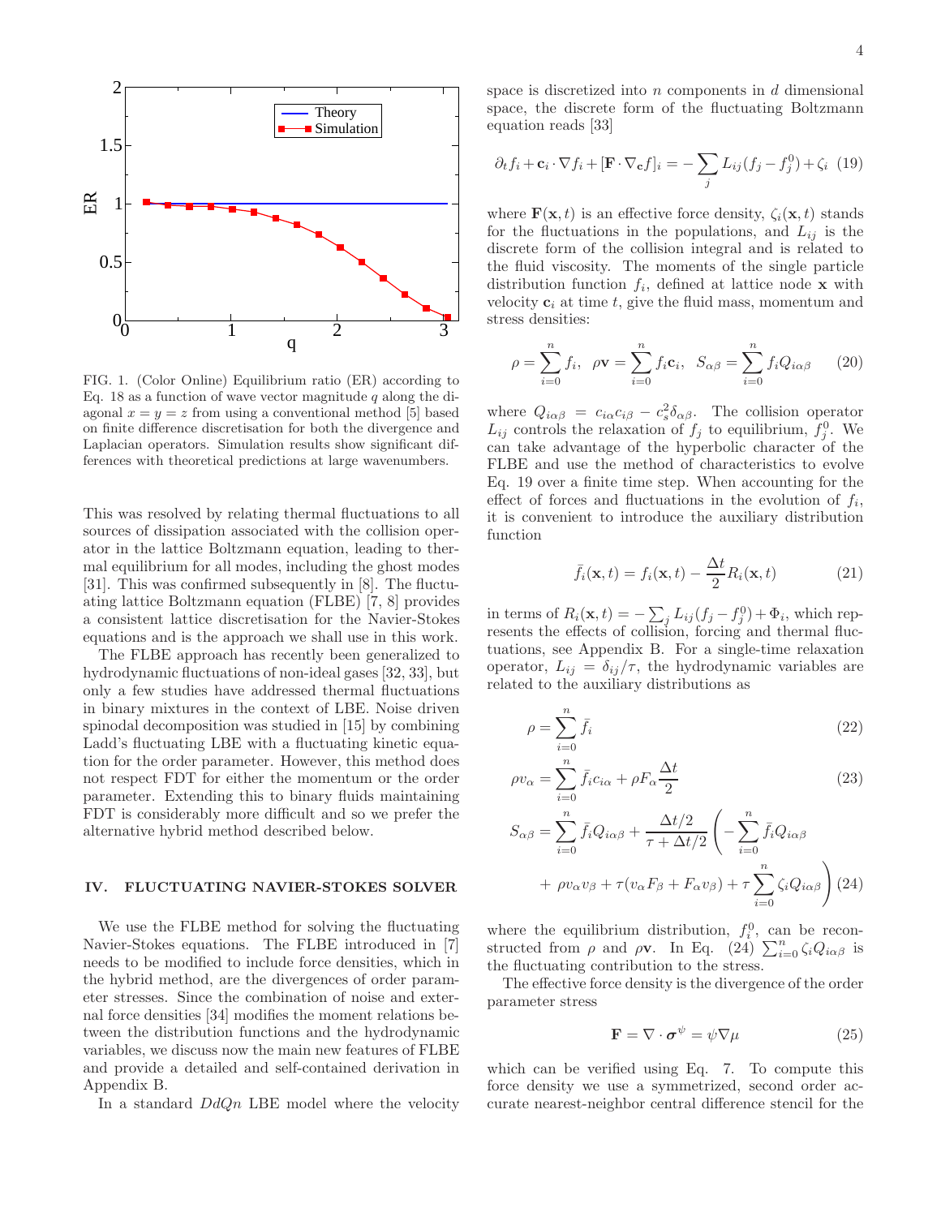FIG. 1. (Color Online) Equilibrium ratio (ER) according to Eq. 18 as a function of wave vector magnitude $q$ along the diagonal $x = y = z$ from using a conventional method [5] based on finite difference discretisation for both the divergence and Laplacian operators. Simulation results show significant differences with theoretical predictions at large wavenumbers.

This was resolved by relating thermal fluctuations to all sources of dissipation associated with the collision operator in the lattice Boltzmann equation, leading to thermal equilibrium for all modes, including the ghost modes [31]. This was confirmed subsequently in [8]. The fluctuating lattice Boltzmann equation (FLBE) [7, 8] provides a consistent lattice discretisation for the Navier-Stokes equations and is the approach we shall use in this work.

The FLBE approach has recently been generalized to hydrodynamic fluctuations of non-ideal gases [32, 33], but only a few studies have addressed thermal fluctuations in binary mixtures in the context of LBE. Noise driven spinodal decomposition was studied in [15] by combining Ladd's fluctuating LBE with a fluctuating kinetic equation for the order parameter. However, this method does not respect FDT for either the momentum or the order parameter. Extending this to binary fluids maintaining FDT is considerably more difficult and so we prefer the alternative hybrid method described below.

## IV. FLUCTUATING NAVIER-STOKES SOLVER

We use the FLBE method for solving the fluctuating Navier-Stokes equations. The FLBE introduced in [7] needs to be modified to include force densities, which in the hybrid method, are the divergences of order parameter stresses. Since the combination of noise and external force densities [34] modifies the moment relations between the distribution functions and the hydrodynamic variables, we discuss now the main new features of FLBE and provide a detailed and self-contained derivation in Appendix B.

In a standard $DdQn$ LBE model where the velocity space is discretized into $n$ components in $d$ dimensional space, the discrete form of the fluctuating Boltzmann equation reads [33]

$$\partial_t f_i + \mathbf{c}_i \cdot \nabla f_i + [\mathbf{F} \cdot \nabla_{\mathbf{c}} f]_i = -\sum_j L_{ij}(f_j - f_j^0) + \zeta_i \quad (19)$$

where $\mathbf{F}(\mathbf{x}, t)$ is an effective force density, $\zeta_i(\mathbf{x}, t)$ stands for the fluctuations in the populations, and $L_{ij}$ is the discrete form of the collision integral and is related to the fluid viscosity. The moments of the single particle distribution function $f_i$, defined at lattice node $\mathbf{x}$ with velocity $\mathbf{c}_i$ at time $t$, give the fluid mass, momentum and stress densities:

$$\rho = \sum_{i=0}^{n} f_i, \quad \rho\mathbf{v} = \sum_{i=0}^{n} f_i \mathbf{c}_i, \quad S_{\alpha\beta} = \sum_{i=0}^{n} f_i Q_{i\alpha\beta} \quad (20)$$

where $Q_{i\alpha\beta} = c_{i\alpha}c_{i\beta} - c_s^2 \delta_{\alpha\beta}$. The collision operator $L_{ij}$ controls the relaxation of $f_j$ to equilibrium, $f_j^0$. We can take advantage of the hyperbolic character of the FLBE and use the method of characteristics to evolve Eq. 19 over a finite time step. When accounting for the effect of forces and fluctuations in the evolution of $f_i$, it is convenient to introduce the auxiliary distribution function

$$\bar{f}_i(\mathbf{x}, t) = f_i(\mathbf{x}, t) - \frac{\Delta t}{2} R_i(\mathbf{x}, t) \quad (21)$$

in terms of $R_i(\mathbf{x}, t) = -\sum_j L_{ij}(f_j - f_j^0) + \Phi_i$, which represents the effects of collision, forcing and thermal fluctuations, see Appendix B. For a single-time relaxation operator, $L_{ij} = \delta_{ij}/\tau$, the hydrodynamic variables are related to the auxiliary distributions as

$$\rho = \sum_{i=0}^{n} \bar{f}_i \quad (22)$$

$$\rho v_\alpha = \sum_{i=0}^{n} \bar{f}_i c_{i\alpha} + \rho F_\alpha \frac{\Delta t}{2} \quad (23)$$

$$S_{\alpha\beta} = \sum_{i=0}^{n} \bar{f}_i Q_{i\alpha\beta} + \frac{\Delta t/2}{\tau + \Delta t/2} \left( -\sum_{i=0}^{n} \bar{f}_i Q_{i\alpha\beta} + \rho v_\alpha v_\beta + \tau(v_\alpha F_\beta + F_\alpha v_\beta) + \tau \sum_{i=0}^{n} \zeta_i Q_{i\alpha\beta} \right) \quad (24)$$

where the equilibrium distribution, $f_i^0$, can be reconstructed from $\rho$ and $\rho\mathbf{v}$. In Eq. (24) $\sum_{i=0}^{n} \zeta_i Q_{i\alpha\beta}$ is the fluctuating contribution to the stress.

The effective force density is the divergence of the order parameter stress

$$\mathbf{F} = \nabla \cdot \boldsymbol{\sigma}^\psi = \psi \nabla \mu \quad (25)$$

which can be verified using Eq. 7. To compute this force density we use a symmetrized, second order accurate nearest-neighbor central difference stencil for the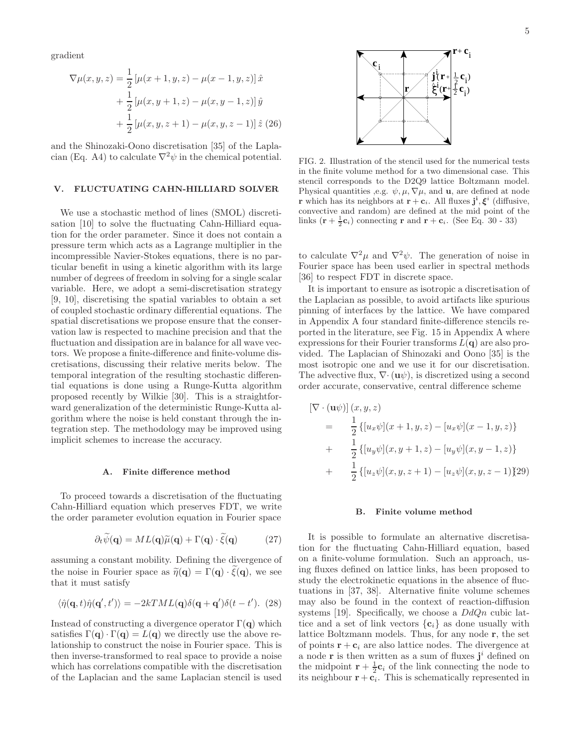gradient

$$
\begin{aligned}
\nabla \mu(x,y,z) &= \frac{1}{2}\left[\mu(x+1,y,z) - \mu(x-1,y,z)\right]\hat{x} \\
&+ \frac{1}{2}\left[\mu(x,y+1,z) - \mu(x,y-1,z)\right]\hat{y} \\
&+ \frac{1}{2}\left[\mu(x,y,z+1) - \mu(x,y,z-1)\right]\hat{z} \quad (26)
\end{aligned}
$$

and the Shinozaki-Oono discretisation [35] of the Laplacian (Eq. A4) to calculate $\nabla^2\psi$ in the chemical potential.

## V. FLUCTUATING CAHN-HILLIARD SOLVER

We use a stochastic method of lines (SMOL) discretisation [10] to solve the fluctuating Cahn-Hilliard equation for the order parameter. Since it does not contain a pressure term which acts as a Lagrange multiplier in the incompressible Navier-Stokes equations, there is no particular benefit in using a kinetic algorithm with its large number of degrees of freedom in solving for a single scalar variable. Here, we adopt a semi-discretisation strategy [9, 10], discretising the spatial variables to obtain a set of coupled stochastic ordinary differential equations. The spatial discretisations we propose ensure that the conservation law is respected to machine precision and that the fluctuation and dissipation are in balance for all wave vectors. We propose a finite-difference and finite-volume discretisations, discussing their relative merits below. The temporal integration of the resulting stochastic differential equations is done using a Runge-Kutta algorithm proposed recently by Wilkie [30]. This is a straightforward generalization of the deterministic Runge-Kutta algorithm where the noise is held constant through the integration step. The methodology may be improved using implicit schemes to increase the accuracy.

### A. Finite difference method

To proceed towards a discretisation of the fluctuating Cahn-Hilliard equation which preserves FDT, we write the order parameter evolution equation in Fourier space

$$
\partial_t \widetilde{\psi}(\mathbf{q}) = ML(\mathbf{q})\widetilde{\mu}(\mathbf{q}) + \Gamma(\mathbf{q}) \cdot \widetilde{\xi}(\mathbf{q}) \quad (27)
$$

assuming a constant mobility. Defining the divergence of the noise in Fourier space as $\widetilde{\eta}(\mathbf{q}) = \Gamma(\mathbf{q}) \cdot \widetilde{\xi}(\mathbf{q})$, we see that it must satisfy

$$
\langle \hat{\eta}(\mathbf{q},t)\hat{\eta}(\mathbf{q}',t')\rangle = -2kTML(\mathbf{q})\delta(\mathbf{q}+\mathbf{q}')\delta(t-t'). \quad (28)
$$

Instead of constructing a divergence operator $\Gamma(\mathbf{q})$ which satisfies $\Gamma(\mathbf{q}) \cdot \Gamma(\mathbf{q}) = L(\mathbf{q})$ we directly use the above relationship to construct the noise in Fourier space. This is then inverse-transformed to real space to provide a noise which has correlations compatible with the discretisation of the Laplacian and the same Laplacian stencil is used to calculate $\nabla^2\mu$ and $\nabla^2\psi$. The generation of noise in Fourier space has been used earlier in spectral methods [36] to respect FDT in discrete space.

It is important to ensure as isotropic a discretisation of the Laplacian as possible, to avoid artifacts like spurious pinning of interfaces by the lattice. We have compared in Appendix A four standard finite-difference stencils reported in the literature, see Fig. 15 in Appendix A where expressions for their Fourier transforms $L(\mathbf{q})$ are also provided. The Laplacian of Shinozaki and Oono [35] is the most isotropic one and we use it for our discretisation. The advective flux, $\nabla\cdot(\mathbf{u}\psi)$, is discretized using a second order accurate, conservative, central difference scheme

$$
\begin{aligned}
&[\nabla \cdot (\mathbf{u}\psi)](x,y,z) \\
&= \frac{1}{2}\left\{[u_x\psi](x+1,y,z) - [u_x\psi](x-1,y,z)\right\} \\
&+ \frac{1}{2}\left\{[u_y\psi](x,y+1,z) - [u_y\psi](x,y-1,z)\right\} \\
&+ \frac{1}{2}\left\{[u_z\psi](x,y,z+1) - [u_z\psi](x,y,z-1)\right\} \quad (29)
\end{aligned}
$$

FIG. 2. Illustration of the stencil used for the numerical tests in the finite volume method for a two dimensional case. This stencil corresponds to the D2Q9 lattice Boltzmann model. Physical quantities ,e.g. $\psi, \mu, \nabla\mu$, and $\mathbf{u}$, are defined at node $\mathbf{r}$ which has its neighbors at $\mathbf{r}+\mathbf{c}_i$. All fluxes $\mathbf{j}^i, \boldsymbol{\xi}^i$ (diffusive, convective and random) are defined at the mid point of the links $(\mathbf{r}+\frac{1}{2}\mathbf{c}_i)$ connecting $\mathbf{r}$ and $\mathbf{r}+\mathbf{c}_i$. (See Eq. 30 - 33)

### B. Finite volume method

It is possible to formulate an alternative discretisation for the fluctuating Cahn-Hilliard equation, based on a finite-volume formulation. Such an approach, using fluxes defined on lattice links, has been proposed to study the electrokinetic equations in the absence of fluctuations in [37, 38]. Alternative finite volume schemes may also be found in the context of reaction-diffusion systems [19]. Specifically, we choose a $DdQn$ cubic lattice and a set of link vectors $\{\mathbf{c}_i\}$ as done usually with lattice Boltzmann models. Thus, for any node $\mathbf{r}$, the set of points $\mathbf{r}+\mathbf{c}_i$ are also lattice nodes. The divergence at a node $\mathbf{r}$ is then written as a sum of fluxes $\mathbf{j}^i$ defined on the midpoint $\mathbf{r}+\frac{1}{2}\mathbf{c}_i$ of the link connecting the node to its neighbour $\mathbf{r}+\mathbf{c}_i$. This is schematically represented in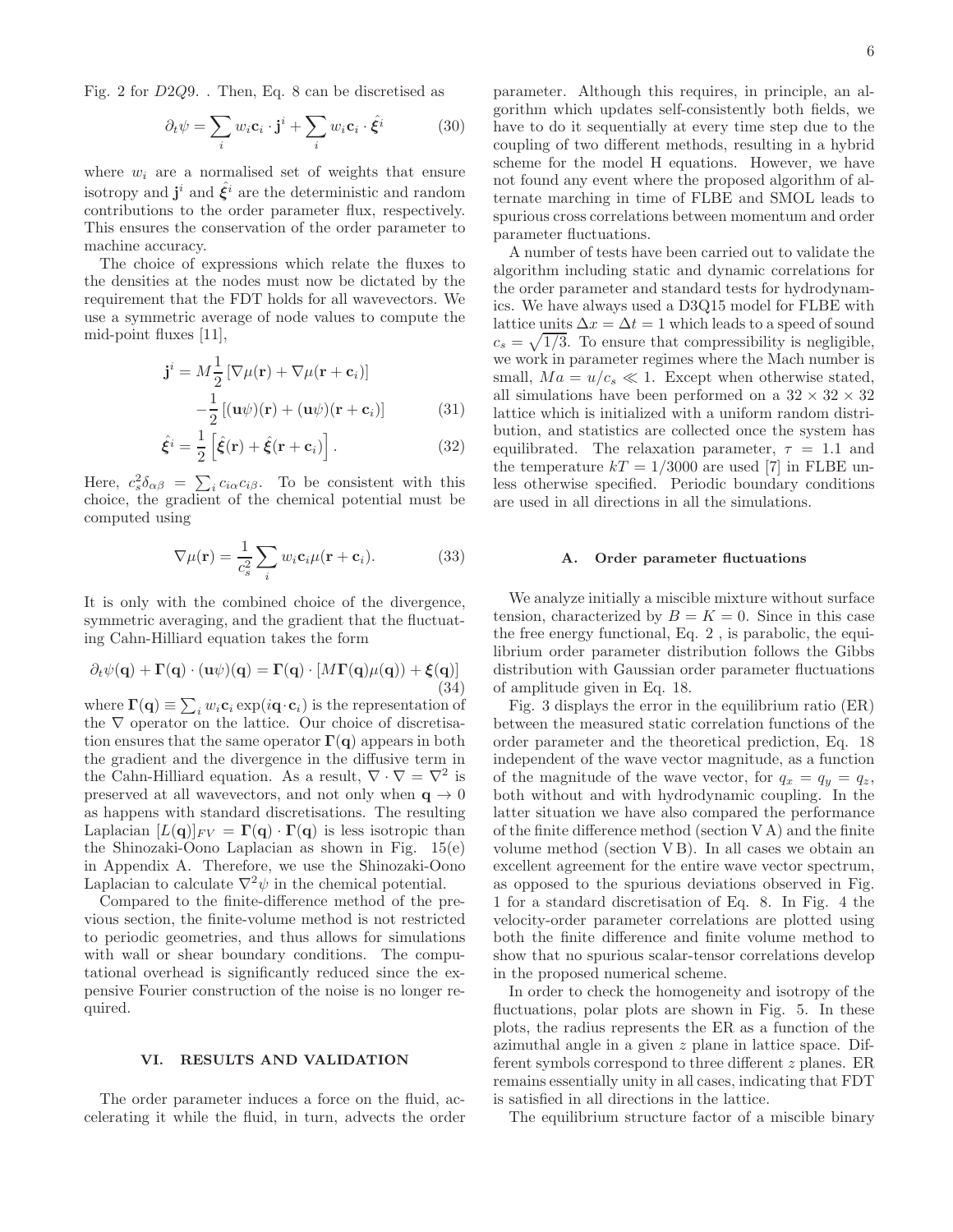Fig. 2 for $D2Q9$. . Then, Eq. 8 can be discretised as

$$\partial_t \psi = \sum_i w_i \mathbf{c}_i \cdot \mathbf{j}^i + \sum_i w_i \mathbf{c}_i \cdot \hat{\boldsymbol{\xi}}^i \tag{30}$$

where $w_i$ are a normalised set of weights that ensure isotropy and $\mathbf{j}^i$ and $\hat{\boldsymbol{\xi}}^i$ are the deterministic and random contributions to the order parameter flux, respectively. This ensures the conservation of the order parameter to machine accuracy.

The choice of expressions which relate the fluxes to the densities at the nodes must now be dictated by the requirement that the FDT holds for all wavevectors. We use a symmetric average of node values to compute the mid-point fluxes [11],

$$\mathbf{j}^i = M\frac{1}{2}\left[\nabla\mu(\mathbf{r}) + \nabla\mu(\mathbf{r}+\mathbf{c}_i)\right] - \frac{1}{2}\left[(\mathbf{u}\psi)(\mathbf{r}) + (\mathbf{u}\psi)(\mathbf{r}+\mathbf{c}_i)\right] \tag{31}$$

$$\hat{\boldsymbol{\xi}}^i = \frac{1}{2}\left[\hat{\boldsymbol{\xi}}(\mathbf{r}) + \hat{\boldsymbol{\xi}}(\mathbf{r}+\mathbf{c}_i)\right]. \tag{32}$$

Here, $c_s^2 \delta_{\alpha\beta} = \sum_i c_{i\alpha} c_{i\beta}$. To be consistent with this choice, the gradient of the chemical potential must be computed using

$$\nabla\mu(\mathbf{r}) = \frac{1}{c_s^2}\sum_i w_i \mathbf{c}_i \mu(\mathbf{r}+\mathbf{c}_i). \tag{33}$$

It is only with the combined choice of the divergence, symmetric averaging, and the gradient that the fluctuating Cahn-Hilliard equation takes the form

$$\partial_t \psi(\mathbf{q}) + \boldsymbol{\Gamma}(\mathbf{q}) \cdot (\mathbf{u}\psi)(\mathbf{q}) = \boldsymbol{\Gamma}(\mathbf{q}) \cdot \left[M\boldsymbol{\Gamma}(\mathbf{q})\mu(\mathbf{q})) + \boldsymbol{\xi}(\mathbf{q})\right] \tag{34}$$

where $\boldsymbol{\Gamma}(\mathbf{q}) \equiv \sum_i w_i \mathbf{c}_i \exp(i\mathbf{q}\cdot\mathbf{c}_i)$ is the representation of the $\nabla$ operator on the lattice. Our choice of discretisation ensures that the same operator $\boldsymbol{\Gamma}(\mathbf{q})$ appears in both the gradient and the divergence in the diffusive term in the Cahn-Hilliard equation. As a result, $\nabla \cdot \nabla = \nabla^2$ is preserved at all wavevectors, and not only when $\mathbf{q} \to 0$ as happens with standard discretisations. The resulting Laplacian $[L(\mathbf{q})]_{FV} = \boldsymbol{\Gamma}(\mathbf{q}) \cdot \boldsymbol{\Gamma}(\mathbf{q})$ is less isotropic than the Shinozaki-Oono Laplacian as shown in Fig. 15(e) in Appendix A. Therefore, we use the Shinozaki-Oono Laplacian to calculate $\nabla^2\psi$ in the chemical potential.

Compared to the finite-difference method of the previous section, the finite-volume method is not restricted to periodic geometries, and thus allows for simulations with wall or shear boundary conditions. The computational overhead is significantly reduced since the expensive Fourier construction of the noise is no longer required.

## VI. RESULTS AND VALIDATION

The order parameter induces a force on the fluid, accelerating it while the fluid, in turn, advects the order parameter. Although this requires, in principle, an algorithm which updates self-consistently both fields, we have to do it sequentially at every time step due to the coupling of two different methods, resulting in a hybrid scheme for the model H equations. However, we have not found any event where the proposed algorithm of alternate marching in time of FLBE and SMOL leads to spurious cross correlations between momentum and order parameter fluctuations.

A number of tests have been carried out to validate the algorithm including static and dynamic correlations for the order parameter and standard tests for hydrodynamics. We have always used a D3Q15 model for FLBE with lattice units $\Delta x = \Delta t = 1$ which leads to a speed of sound $c_s = \sqrt{1/3}$. To ensure that compressibility is negligible, we work in parameter regimes where the Mach number is small, $Ma = u/c_s \ll 1$. Except when otherwise stated, all simulations have been performed on a $32 \times 32 \times 32$ lattice which is initialized with a uniform random distribution, and statistics are collected once the system has equilibrated. The relaxation parameter, $\tau = 1.1$ and the temperature $kT = 1/3000$ are used [7] in FLBE unless otherwise specified. Periodic boundary conditions are used in all directions in all the simulations.

### A. Order parameter fluctuations

We analyze initially a miscible mixture without surface tension, characterized by $B = K = 0$. Since in this case the free energy functional, Eq. 2 , is parabolic, the equilibrium order parameter distribution follows the Gibbs distribution with Gaussian order parameter fluctuations of amplitude given in Eq. 18.

Fig. 3 displays the error in the equilibrium ratio (ER) between the measured static correlation functions of the order parameter and the theoretical prediction, Eq. 18 independent of the wave vector magnitude, as a function of the magnitude of the wave vector, for $q_x = q_y = q_z$, both without and with hydrodynamic coupling. In the latter situation we have also compared the performance of the finite difference method (section V A) and the finite volume method (section V B). In all cases we obtain an excellent agreement for the entire wave vector spectrum, as opposed to the spurious deviations observed in Fig. 1 for a standard discretisation of Eq. 8. In Fig. 4 the velocity-order parameter correlations are plotted using both the finite difference and finite volume method to show that no spurious scalar-tensor correlations develop in the proposed numerical scheme.

In order to check the homogeneity and isotropy of the fluctuations, polar plots are shown in Fig. 5. In these plots, the radius represents the ER as a function of the azimuthal angle in a given $z$ plane in lattice space. Different symbols correspond to three different $z$ planes. ER remains essentially unity in all cases, indicating that FDT is satisfied in all directions in the lattice.

The equilibrium structure factor of a miscible binary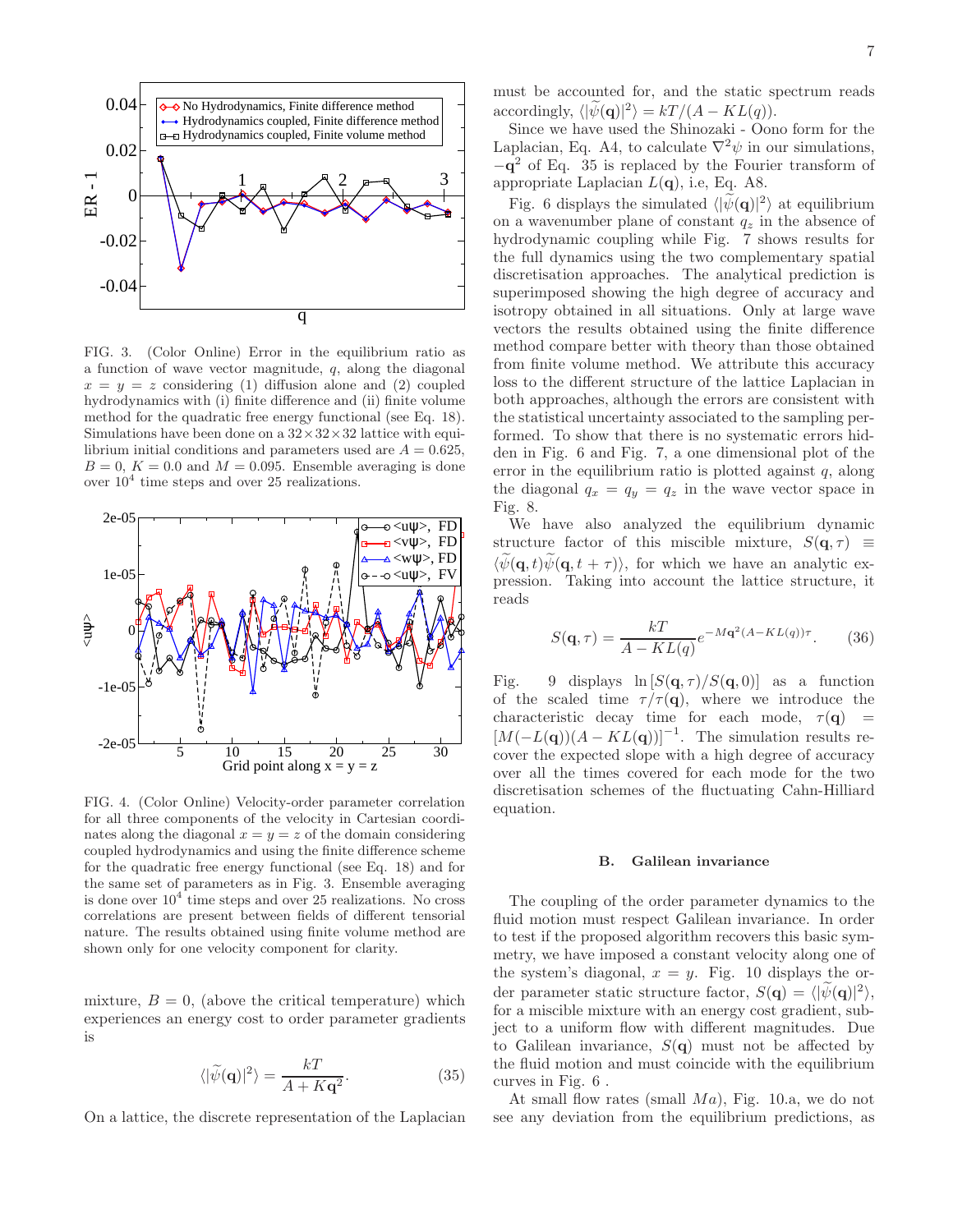FIG. 3. (Color Online) Error in the equilibrium ratio as a function of wave vector magnitude, $q$, along the diagonal $x = y = z$ considering (1) diffusion alone and (2) coupled hydrodynamics with (i) finite difference and (ii) finite volume method for the quadratic free energy functional (see Eq. 18). Simulations have been done on a $32\times32\times32$ lattice with equilibrium initial conditions and parameters used are $A = 0.625$, $B = 0$, $K = 0.0$ and $M = 0.095$. Ensemble averaging is done over $10^4$ time steps and over 25 realizations.

FIG. 4. (Color Online) Velocity-order parameter correlation for all three components of the velocity in Cartesian coordinates along the diagonal $x = y = z$ of the domain considering coupled hydrodynamics and using the finite difference scheme for the quadratic free energy functional (see Eq. 18) and for the same set of parameters as in Fig. 3. Ensemble averaging is done over $10^4$ time steps and over 25 realizations. No cross correlations are present between fields of different tensorial nature. The results obtained using finite volume method are shown only for one velocity component for clarity.

mixture, $B = 0$, (above the critical temperature) which experiences an energy cost to order parameter gradients is

$$\langle|\widetilde{\psi}(\mathbf{q})|^2\rangle = \frac{kT}{A + K\mathbf{q}^2}. \qquad (35)$$

On a lattice, the discrete representation of the Laplacian must be accounted for, and the static spectrum reads accordingly, $\langle|\widetilde{\psi}(\mathbf{q})|^2\rangle = kT/(A - KL(q))$.

Since we have used the Shinozaki - Oono form for the Laplacian, Eq. A4, to calculate $\nabla^2\psi$ in our simulations, $-\mathbf{q}^2$ of Eq. 35 is replaced by the Fourier transform of appropriate Laplacian $L(\mathbf{q})$, i.e, Eq. A8.

Fig. 6 displays the simulated $\langle|\widetilde{\psi}(\mathbf{q})|^2\rangle$ at equilibrium on a wavenumber plane of constant $q_z$ in the absence of hydrodynamic coupling while Fig. 7 shows results for the full dynamics using the two complementary spatial discretisation approaches. The analytical prediction is superimposed showing the high degree of accuracy and isotropy obtained in all situations. Only at large wave vectors the results obtained using the finite difference method compare better with theory than those obtained from finite volume method. We attribute this accuracy loss to the different structure of the lattice Laplacian in both approaches, although the errors are consistent with the statistical uncertainty associated to the sampling performed. To show that there is no systematic errors hidden in Fig. 6 and Fig. 7, a one dimensional plot of the error in the equilibrium ratio is plotted against $q$, along the diagonal $q_x = q_y = q_z$ in the wave vector space in Fig. 8.

We have also analyzed the equilibrium dynamic structure factor of this miscible mixture, $S(\mathbf{q}, \tau) \equiv \langle\widetilde{\psi}(\mathbf{q}, t)\widetilde{\psi}(\mathbf{q}, t + \tau)\rangle$, for which we have an analytic expression. Taking into account the lattice structure, it reads

$$S(\mathbf{q}, \tau) = \frac{kT}{A - KL(q)} e^{-M\mathbf{q}^2(A-KL(q))\tau}. \qquad (36)$$

Fig. 9 displays $\ln[S(\mathbf{q}, \tau)/S(\mathbf{q}, 0)]$ as a function of the scaled time $\tau/\tau(\mathbf{q})$, where we introduce the characteristic decay time for each mode, $\tau(\mathbf{q}) = [M(-L(\mathbf{q}))(A - KL(\mathbf{q}))]^{-1}$. The simulation results recover the expected slope with a high degree of accuracy over all the times covered for each mode for the two discretisation schemes of the fluctuating Cahn-Hilliard equation.

### B. Galilean invariance

The coupling of the order parameter dynamics to the fluid motion must respect Galilean invariance. In order to test if the proposed algorithm recovers this basic symmetry, we have imposed a constant velocity along one of the system's diagonal, $x = y$. Fig. 10 displays the order parameter static structure factor, $S(\mathbf{q}) = \langle|\widetilde{\psi}(\mathbf{q})|^2\rangle$, for a miscible mixture with an energy cost gradient, subject to a uniform flow with different magnitudes. Due to Galilean invariance, $S(\mathbf{q})$ must not be affected by the fluid motion and must coincide with the equilibrium curves in Fig. 6 .

At small flow rates (small $Ma$), Fig. 10.a, we do not see any deviation from the equilibrium predictions, as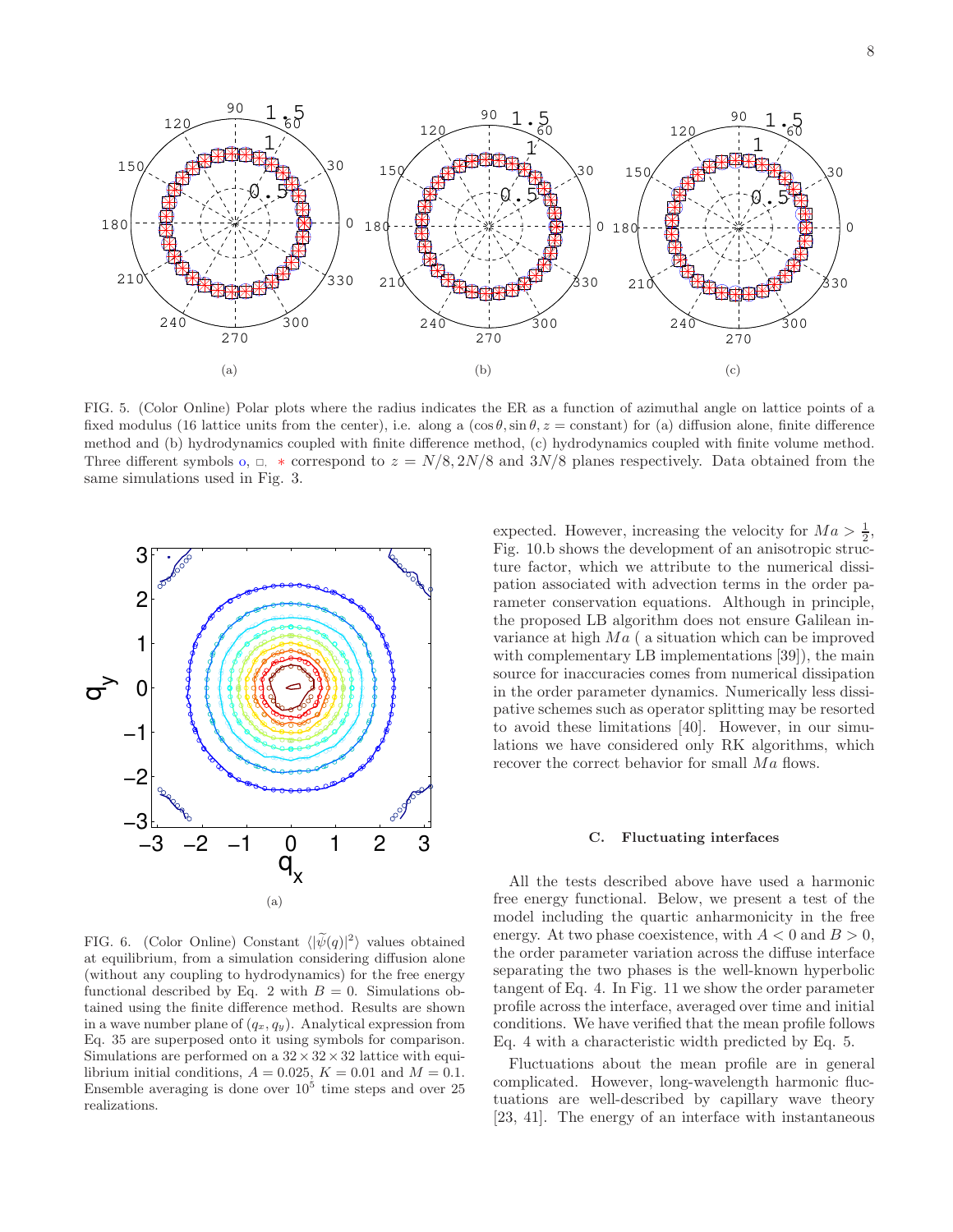FIG. 5. (Color Online) Polar plots where the radius indicates the ER as a function of azimuthal angle on lattice points of a fixed modulus (16 lattice units from the center), i.e. along a $(\cos\theta, \sin\theta, z = \text{constant})$ for (a) diffusion alone, finite difference method and (b) hydrodynamics coupled with finite difference method, (c) hydrodynamics coupled with finite volume method. Three different symbols o, □, ∗ correspond to $z = N/8, 2N/8$ and $3N/8$ planes respectively. Data obtained from the same simulations used in Fig. 3.

FIG. 6. (Color Online) Constant $\langle|\widetilde{\psi}(q)|^2\rangle$ values obtained at equilibrium, from a simulation considering diffusion alone (without any coupling to hydrodynamics) for the free energy functional described by Eq. 2 with $B = 0$. Simulations obtained using the finite difference method. Results are shown in a wave number plane of $(q_x, q_y)$. Analytical expression from Eq. 35 are superposed onto it using symbols for comparison. Simulations are performed on a $32 \times 32 \times 32$ lattice with equilibrium initial conditions, $A = 0.025$, $K = 0.01$ and $M = 0.1$. Ensemble averaging is done over $10^5$ time steps and over 25 realizations.

expected. However, increasing the velocity for $Ma > \frac{1}{2}$, Fig. 10.b shows the development of an anisotropic structure factor, which we attribute to the numerical dissipation associated with advection terms in the order parameter conservation equations. Although in principle, the proposed LB algorithm does not ensure Galilean invariance at high $Ma$ ( a situation which can be improved with complementary LB implementations [39]), the main source for inaccuracies comes from numerical dissipation in the order parameter dynamics. Numerically less dissipative schemes such as operator splitting may be resorted to avoid these limitations [40]. However, in our simulations we have considered only RK algorithms, which recover the correct behavior for small $Ma$ flows.

### C. Fluctuating interfaces

All the tests described above have used a harmonic free energy functional. Below, we present a test of the model including the quartic anharmonicity in the free energy. At two phase coexistence, with $A < 0$ and $B > 0$, the order parameter variation across the diffuse interface separating the two phases is the well-known hyperbolic tangent of Eq. 4. In Fig. 11 we show the order parameter profile across the interface, averaged over time and initial conditions. We have verified that the mean profile follows Eq. 4 with a characteristic width predicted by Eq. 5.

Fluctuations about the mean profile are in general complicated. However, long-wavelength harmonic fluctuations are well-described by capillary wave theory [23, 41]. The energy of an interface with instantaneous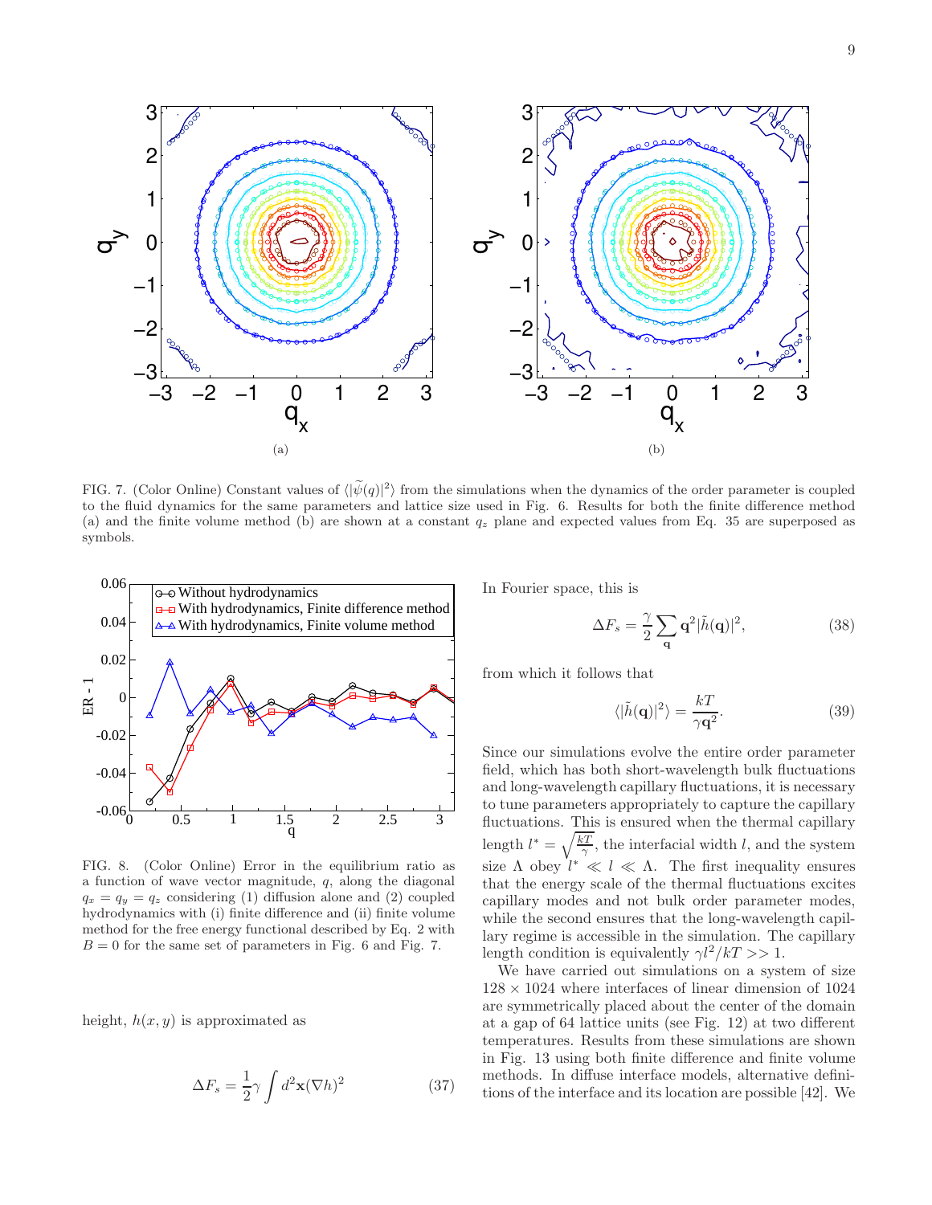FIG. 7. (Color Online) Constant values of $\langle|\widetilde{\psi}(q)|^2\rangle$ from the simulations when the dynamics of the order parameter is coupled to the fluid dynamics for the same parameters and lattice size used in Fig. 6. Results for both the finite difference method (a) and the finite volume method (b) are shown at a constant $q_z$ plane and expected values from Eq. 35 are superposed as symbols.

FIG. 8. (Color Online) Error in the equilibrium ratio as a function of wave vector magnitude, $q$, along the diagonal $q_x = q_y = q_z$ considering (1) diffusion alone and (2) coupled hydrodynamics with (i) finite difference and (ii) finite volume method for the free energy functional described by Eq. 2 with $B = 0$ for the same set of parameters in Fig. 6 and Fig. 7.

height, $h(x, y)$ is approximated as

$$\Delta F_s = \frac{1}{2}\gamma \int d^2\mathbf{x}(\nabla h)^2 \tag{37}$$

In Fourier space, this is

$$\Delta F_s = \frac{\gamma}{2}\sum_{\mathbf{q}} \mathbf{q}^2 |\tilde{h}(\mathbf{q})|^2, \tag{38}$$

from which it follows that

$$\langle|\tilde{h}(\mathbf{q})|^2\rangle = \frac{kT}{\gamma \mathbf{q}^2}. \tag{39}$$

Since our simulations evolve the entire order parameter field, which has both short-wavelength bulk fluctuations and long-wavelength capillary fluctuations, it is necessary to tune parameters appropriately to capture the capillary fluctuations. This is ensured when the thermal capillary length $l^* = \sqrt{\frac{kT}{\gamma}}$, the interfacial width $l$, and the system size $\Lambda$ obey $l^* \ll l \ll \Lambda$. The first inequality ensures that the energy scale of the thermal fluctuations excites capillary modes and not bulk order parameter modes, while the second ensures that the long-wavelength capillary regime is accessible in the simulation. The capillary length condition is equivalently $\gamma l^2/kT >> 1$.

We have carried out simulations on a system of size $128 \times 1024$ where interfaces of linear dimension of 1024 are symmetrically placed about the center of the domain at a gap of 64 lattice units (see Fig. 12) at two different temperatures. Results from these simulations are shown in Fig. 13 using both finite difference and finite volume methods. In diffuse interface models, alternative definitions of the interface and its location are possible [42]. We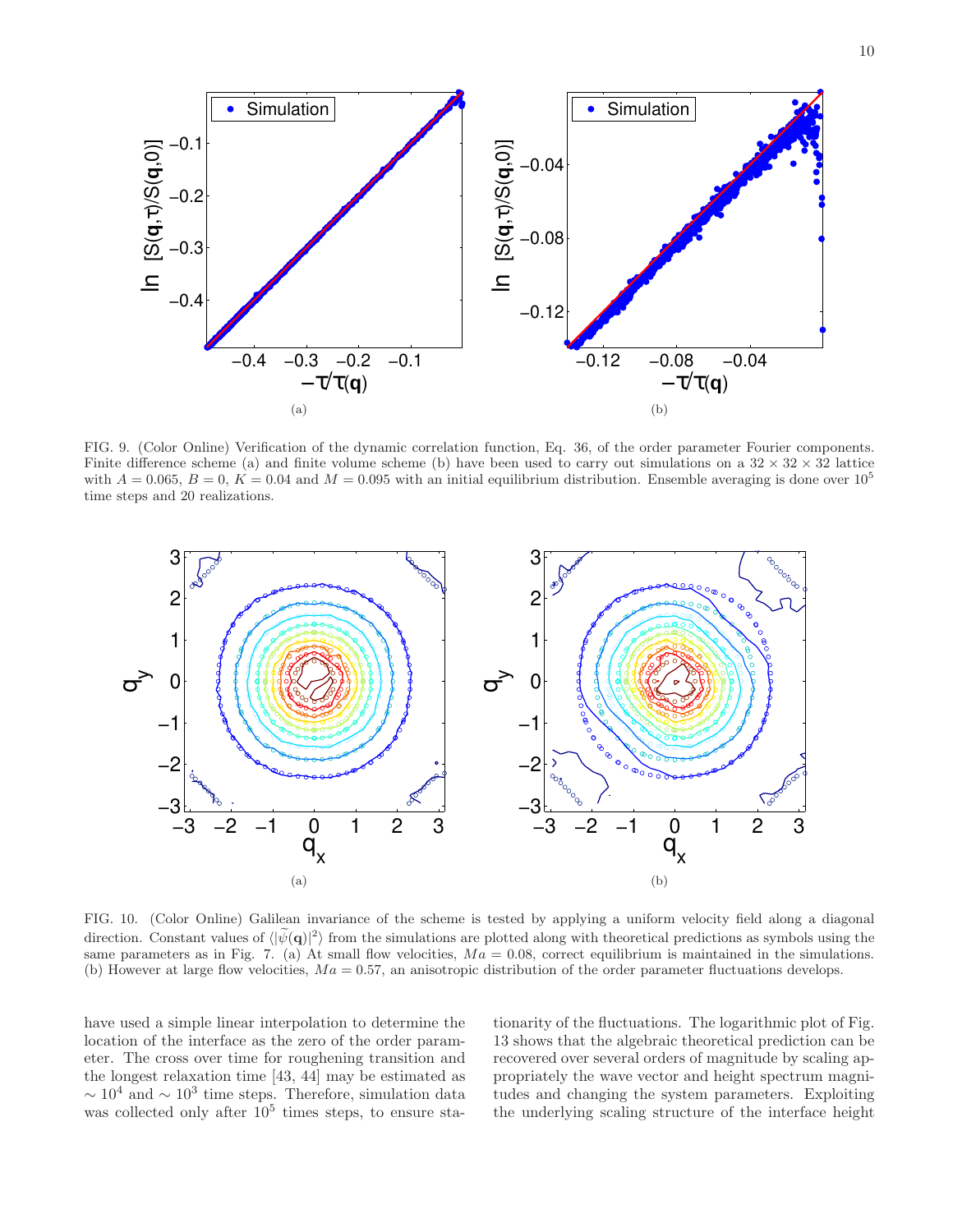FIG. 9. (Color Online) Verification of the dynamic correlation function, Eq. 36, of the order parameter Fourier components. Finite difference scheme (a) and finite volume scheme (b) have been used to carry out simulations on a $32 \times 32 \times 32$ lattice with $A = 0.065$, $B = 0$, $K = 0.04$ and $M = 0.095$ with an initial equilibrium distribution. Ensemble averaging is done over $10^5$ time steps and 20 realizations.

FIG. 10. (Color Online) Galilean invariance of the scheme is tested by applying a uniform velocity field along a diagonal direction. Constant values of $\langle|\widetilde{\psi}(\mathbf{q})|^2\rangle$ from the simulations are plotted along with theoretical predictions as symbols using the same parameters as in Fig. 7. (a) At small flow velocities, $Ma = 0.08$, correct equilibrium is maintained in the simulations. (b) However at large flow velocities, $Ma = 0.57$, an anisotropic distribution of the order parameter fluctuations develops.

have used a simple linear interpolation to determine the location of the interface as the zero of the order parameter. The cross over time for roughening transition and the longest relaxation time [43, 44] may be estimated as $\sim 10^4$ and $\sim 10^3$ time steps. Therefore, simulation data was collected only after $10^5$ times steps, to ensure stationarity of the fluctuations. The logarithmic plot of Fig. 13 shows that the algebraic theoretical prediction can be recovered over several orders of magnitude by scaling appropriately the wave vector and height spectrum magnitudes and changing the system parameters. Exploiting the underlying scaling structure of the interface height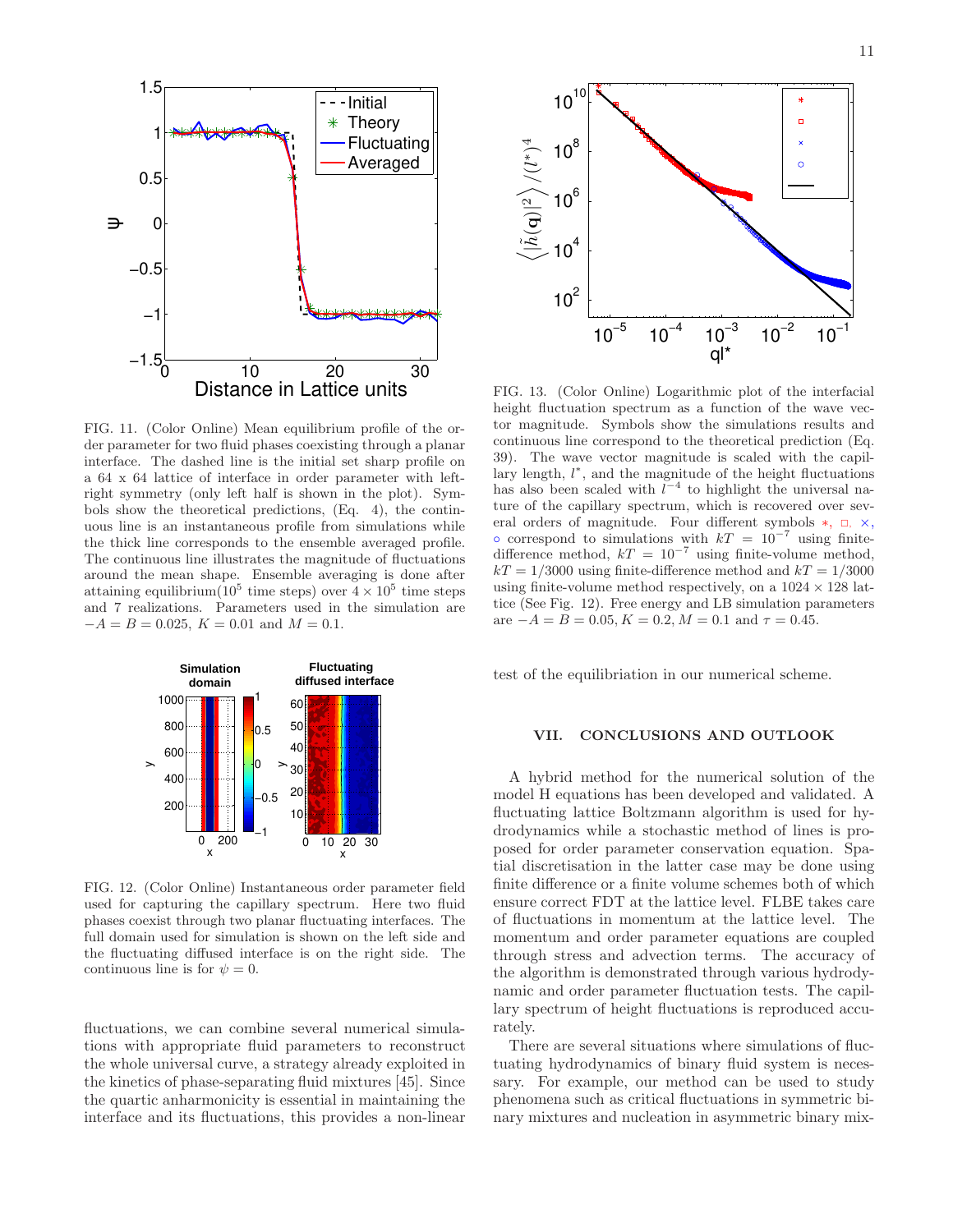FIG. 11. (Color Online) Mean equilibrium profile of the order parameter for two fluid phases coexisting through a planar interface. The dashed line is the initial set sharp profile on a 64 x 64 lattice of interface in order parameter with left-right symmetry (only left half is shown in the plot). Symbols show the theoretical predictions, (Eq. 4), the continuous line is an instantaneous profile from simulations while the thick line corresponds to the ensemble averaged profile. The continuous line illustrates the magnitude of fluctuations around the mean shape. Ensemble averaging is done after attaining equilibrium($10^5$ time steps) over $4 \times 10^5$ time steps and 7 realizations. Parameters used in the simulation are $-A = B = 0.025$, $K = 0.01$ and $M = 0.1$.

FIG. 12. (Color Online) Instantaneous order parameter field used for capturing the capillary spectrum. Here two fluid phases coexist through two planar fluctuating interfaces. The full domain used for simulation is shown on the left side and the fluctuating diffused interface is on the right side. The continuous line is for $\psi = 0$.

fluctuations, we can combine several numerical simulations with appropriate fluid parameters to reconstruct the whole universal curve, a strategy already exploited in the kinetics of phase-separating fluid mixtures [45]. Since the quartic anharmonicity is essential in maintaining the interface and its fluctuations, this provides a non-linear test of the equilibriation in our numerical scheme.

FIG. 13. (Color Online) Logarithmic plot of the interfacial height fluctuation spectrum as a function of the wave vector magnitude. Symbols show the simulations results and continuous line correspond to the theoretical prediction (Eq. 39). The wave vector magnitude is scaled with the capillary length, $l^*$, and the magnitude of the height fluctuations has also been scaled with $l^{-4}$ to highlight the universal nature of the capillary spectrum, which is recovered over several orders of magnitude. Four different symbols $*$, $\square$, $\times$, $\circ$ correspond to simulations with $kT = 10^{-7}$ using finite-difference method, $kT = 10^{-7}$ using finite-volume method, $kT = 1/3000$ using finite-difference method and $kT = 1/3000$ using finite-volume method respectively, on a $1024 \times 128$ lattice (See Fig. 12). Free energy and LB simulation parameters are $-A = B = 0.05$, $K = 0.2$, $M = 0.1$ and $\tau = 0.45$.

## VII. CONCLUSIONS AND OUTLOOK

A hybrid method for the numerical solution of the model H equations has been developed and validated. A fluctuating lattice Boltzmann algorithm is used for hydrodynamics while a stochastic method of lines is proposed for order parameter conservation equation. Spatial discretisation in the latter case may be done using finite difference or a finite volume schemes both of which ensure correct FDT at the lattice level. FLBE takes care of fluctuations in momentum at the lattice level. The momentum and order parameter equations are coupled through stress and advection terms. The accuracy of the algorithm is demonstrated through various hydrodynamic and order parameter fluctuation tests. The capillary spectrum of height fluctuations is reproduced accurately.

There are several situations where simulations of fluctuating hydrodynamics of binary fluid system is necessary. For example, our method can be used to study phenomena such as critical fluctuations in symmetric binary mixtures and nucleation in asymmetric binary mix-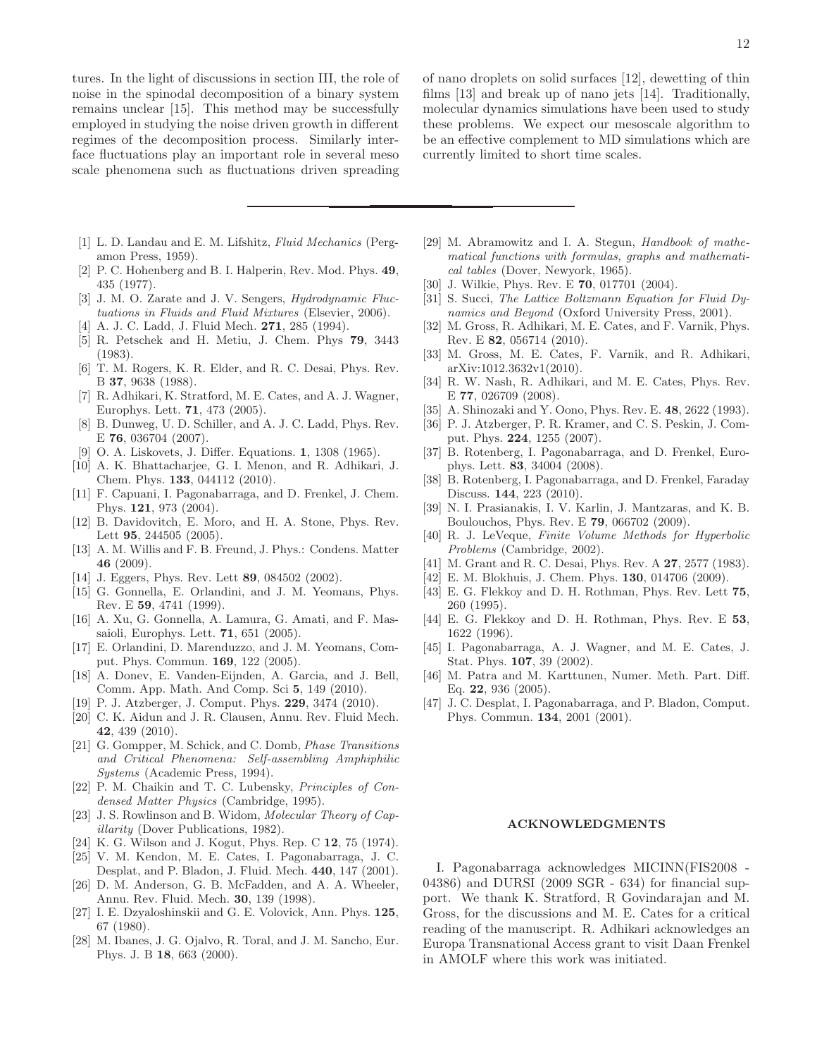tures. In the light of discussions in section III, the role of noise in the spinodal decomposition of a binary system remains unclear [15]. This method may be successfully employed in studying the noise driven growth in different regimes of the decomposition process. Similarly interface fluctuations play an important role in several meso scale phenomena such as fluctuations driven spreading of nano droplets on solid surfaces [12], dewetting of thin films [13] and break up of nano jets [14]. Traditionally, molecular dynamics simulations have been used to study these problems. We expect our mesoscale algorithm to be an effective complement to MD simulations which are currently limited to short time scales.

---

[1] L. D. Landau and E. M. Lifshitz, *Fluid Mechanics* (Pergamon Press, 1959).
[2] P. C. Hohenberg and B. I. Halperin, Rev. Mod. Phys. **49**, 435 (1977).
[3] J. M. O. Zarate and J. V. Sengers, *Hydrodynamic Fluctuations in Fluids and Fluid Mixtures* (Elsevier, 2006).
[4] A. J. C. Ladd, J. Fluid Mech. **271**, 285 (1994).
[5] R. Petschek and H. Metiu, J. Chem. Phys **79**, 3443 (1983).
[6] T. M. Rogers, K. R. Elder, and R. C. Desai, Phys. Rev. B **37**, 9638 (1988).
[7] R. Adhikari, K. Stratford, M. E. Cates, and A. J. Wagner, Europhys. Lett. **71**, 473 (2005).
[8] B. Dunweg, U. D. Schiller, and A. J. C. Ladd, Phys. Rev. E **76**, 036704 (2007).
[9] O. A. Liskovets, J. Differ. Equations. **1**, 1308 (1965).
[10] A. K. Bhattacharjee, G. I. Menon, and R. Adhikari, J. Chem. Phys. **133**, 044112 (2010).
[11] F. Capuani, I. Pagonabarraga, and D. Frenkel, J. Chem. Phys. **121**, 973 (2004).
[12] B. Davidovitch, E. Moro, and H. A. Stone, Phys. Rev. Lett **95**, 244505 (2005).
[13] A. M. Willis and F. B. Freund, J. Phys.: Condens. Matter **46** (2009).
[14] J. Eggers, Phys. Rev. Lett **89**, 084502 (2002).
[15] G. Gonnella, E. Orlandini, and J. M. Yeomans, Phys. Rev. E **59**, 4741 (1999).
[16] A. Xu, G. Gonnella, A. Lamura, G. Amati, and F. Massaioli, Europhys. Lett. **71**, 651 (2005).
[17] E. Orlandini, D. Marenduzzo, and J. M. Yeomans, Comput. Phys. Commun. **169**, 122 (2005).
[18] A. Donev, E. Vanden-Eijnden, A. Garcia, and J. Bell, Comm. App. Math. And Comp. Sci **5**, 149 (2010).
[19] P. J. Atzberger, J. Comput. Phys. **229**, 3474 (2010).
[20] C. K. Aidun and J. R. Clausen, Annu. Rev. Fluid Mech. **42**, 439 (2010).
[21] G. Gompper, M. Schick, and C. Domb, *Phase Transitions and Critical Phenomena: Self-assembling Amphiphilic Systems* (Academic Press, 1994).
[22] P. M. Chaikin and T. C. Lubensky, *Principles of Condensed Matter Physics* (Cambridge, 1995).
[23] J. S. Rowlinson and B. Widom, *Molecular Theory of Capillarity* (Dover Publications, 1982).
[24] K. G. Wilson and J. Kogut, Phys. Rep. C **12**, 75 (1974).
[25] V. M. Kendon, M. E. Cates, I. Pagonabarraga, J. C. Desplat, and P. Bladon, J. Fluid. Mech. **440**, 147 (2001).
[26] D. M. Anderson, G. B. McFadden, and A. A. Wheeler, Annu. Rev. Fluid. Mech. **30**, 139 (1998).
[27] I. E. Dzyaloshinskii and G. E. Volovick, Ann. Phys. **125**, 67 (1980).
[28] M. Ibanes, J. G. Ojalvo, R. Toral, and J. M. Sancho, Eur. Phys. J. B **18**, 663 (2000).
[29] M. Abramowitz and I. A. Stegun, *Handbook of mathematical functions with formulas, graphs and mathematical tables* (Dover, Newyork, 1965).
[30] J. Wilkie, Phys. Rev. E **70**, 017701 (2004).
[31] S. Succi, *The Lattice Boltzmann Equation for Fluid Dynamics and Beyond* (Oxford University Press, 2001).
[32] M. Gross, R. Adhikari, M. E. Cates, and F. Varnik, Phys. Rev. E **82**, 056714 (2010).
[33] M. Gross, M. E. Cates, F. Varnik, and R. Adhikari, arXiv:1012.3632v1(2010).
[34] R. W. Nash, R. Adhikari, and M. E. Cates, Phys. Rev. E **77**, 026709 (2008).
[35] A. Shinozaki and Y. Oono, Phys. Rev. E. **48**, 2622 (1993).
[36] P. J. Atzberger, P. R. Kramer, and C. S. Peskin, J. Comput. Phys. **224**, 1255 (2007).
[37] B. Rotenberg, I. Pagonabarraga, and D. Frenkel, Europhys. Lett. **83**, 34004 (2008).
[38] B. Rotenberg, I. Pagonabarraga, and D. Frenkel, Faraday Discuss. **144**, 223 (2010).
[39] N. I. Prasianakis, I. V. Karlin, J. Mantzaras, and K. B. Boulouchos, Phys. Rev. E **79**, 066702 (2009).
[40] R. J. LeVeque, *Finite Volume Methods for Hyperbolic Problems* (Cambridge, 2002).
[41] M. Grant and R. C. Desai, Phys. Rev. A **27**, 2577 (1983).
[42] E. M. Blokhuis, J. Chem. Phys. **130**, 014706 (2009).
[43] E. G. Flekkoy and D. H. Rothman, Phys. Rev. Lett **75**, 260 (1995).
[44] E. G. Flekkoy and D. H. Rothman, Phys. Rev. E **53**, 1622 (1996).
[45] I. Pagonabarraga, A. J. Wagner, and M. E. Cates, J. Stat. Phys. **107**, 39 (2002).
[46] M. Patra and M. Karttunen, Numer. Meth. Part. Diff. Eq. **22**, 936 (2005).
[47] J. C. Desplat, I. Pagonabarraga, and P. Bladon, Comput. Phys. Commun. **134**, 2001 (2001).

## ACKNOWLEDGMENTS

I. Pagonabarraga acknowledges MICINN(FIS2008 - 04386) and DURSI (2009 SGR - 634) for financial support. We thank K. Stratford, R Govindarajan and M. Gross, for the discussions and M. E. Cates for a critical reading of the manuscript. R. Adhikari acknowledges an Europa Transnational Access grant to visit Daan Frenkel in AMOLF where this work was initiated.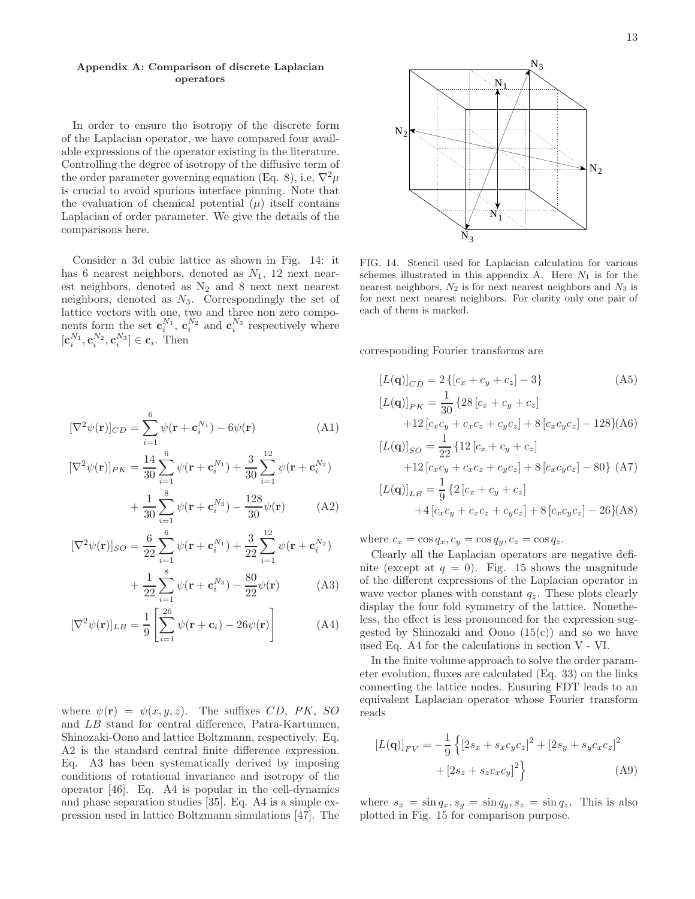### Appendix A: Comparison of discrete Laplacian operators

In order to ensure the isotropy of the discrete form of the Laplacian operator, we have compared four available expressions of the operator existing in the literature. Controlling the degree of isotropy of the diffusive term of the order parameter governing equation (Eq. 8), i.e, $\nabla^2\mu$ is crucial to avoid spurious interface pinning. Note that the evaluation of chemical potential ($\mu$) itself contains Laplacian of order parameter. We give the details of the comparisons here.

Consider a 3d cubic lattice as shown in Fig. 14: it has 6 nearest neighbors, denoted as $N_1$, 12 next nearest neighbors, denoted as $N_2$ and 8 next next nearest neighbors, denoted as $N_3$. Correspondingly the set of lattice vectors with one, two and three non zero components form the set $\mathbf{c}_i^{N_1}$, $\mathbf{c}_i^{N_2}$ and $\mathbf{c}_i^{N_3}$ respectively where $[\mathbf{c}_i^{N_1}, \mathbf{c}_i^{N_2}, \mathbf{c}_i^{N_3}] \in \mathbf{c}_i$. Then

$$[\nabla^2\psi(\mathbf{r})]_{CD} = \sum_{i=1}^{6} \psi(\mathbf{r} + \mathbf{c}_i^{N_1}) - 6\psi(\mathbf{r}) \tag{A1}$$

$$[\nabla^2\psi(\mathbf{r})]_{PK} = \frac{14}{30}\sum_{i=1}^{6} \psi(\mathbf{r} + \mathbf{c}_i^{N_1}) + \frac{3}{30}\sum_{i=1}^{12} \psi(\mathbf{r} + \mathbf{c}_i^{N_2}) + \frac{1}{30}\sum_{i=1}^{8} \psi(\mathbf{r} + \mathbf{c}_i^{N_3}) - \frac{128}{30}\psi(\mathbf{r}) \tag{A2}$$

$$[\nabla^2\psi(\mathbf{r})]_{SO} = \frac{6}{22}\sum_{i=1}^{6} \psi(\mathbf{r} + \mathbf{c}_i^{N_1}) + \frac{3}{22}\sum_{i=1}^{12} \psi(\mathbf{r} + \mathbf{c}_i^{N_2}) + \frac{1}{22}\sum_{i=1}^{8} \psi(\mathbf{r} + \mathbf{c}_i^{N_3}) - \frac{80}{22}\psi(\mathbf{r}) \tag{A3}$$

$$[\nabla^2\psi(\mathbf{r})]_{LB} = \frac{1}{9}\left[\sum_{i=1}^{26} \psi(\mathbf{r} + \mathbf{c}_i) - 26\psi(\mathbf{r})\right] \tag{A4}$$

where $\psi(\mathbf{r}) = \psi(x, y, z)$. The suffixes $CD$, $PK$, $SO$ and $LB$ stand for central difference, Patra-Kartunnen, Shinozaki-Oono and lattice Boltzmann, respectively. Eq. A2 is the standard central finite difference expression. Eq. A3 has been systematically derived by imposing conditions of rotational invariance and isotropy of the operator [46]. Eq. A4 is popular in the cell-dynamics and phase separation studies [35]. Eq. A4 is a simple expression used in lattice Boltzmann simulations [47]. The corresponding Fourier transforms are

FIG. 14. Stencil used for Laplacian calculation for various schemes illustrated in this appendix A. Here $N_1$ is for the nearest neighbors, $N_2$ is for next nearest neighbors and $N_3$ is for next next nearest neighbors. For clarity only one pair of each of them is marked.

$$[L(\mathbf{q})]_{CD} = 2\left\{[c_x + c_y + c_z] - 3\right\} \tag{A5}$$

$$[L(\mathbf{q})]_{PK} = \frac{1}{30}\left\{28\,[c_x + c_y + c_z] + 12\,[c_xc_y + c_xc_z + c_yc_z] + 8\,[c_xc_yc_z] - 128\right\} \tag{A6}$$

$$[L(\mathbf{q})]_{SO} = \frac{1}{22}\left\{12\,[c_x + c_y + c_z] + 12\,[c_xc_y + c_xc_z + c_yc_z] + 8\,[c_xc_yc_z] - 80\right\} \tag{A7}$$

$$[L(\mathbf{q})]_{LB} = \frac{1}{9}\left\{2\,[c_x + c_y + c_z] + 4\,[c_xc_y + c_xc_z + c_yc_z] + 8\,[c_xc_yc_z] - 26\right\} \tag{A8}$$

where $c_x = \cos q_x, c_y = \cos q_y, c_z = \cos q_z$.

Clearly all the Laplacian operators are negative definite (except at $q = 0$). Fig. 15 shows the magnitude of the different expressions of the Laplacian operator in wave vector planes with constant $q_z$. These plots clearly display the four fold symmetry of the lattice. Nonetheless, the effect is less pronounced for the expression suggested by Shinozaki and Oono (15(c)) and so we have used Eq. A4 for the calculations in section V - VI.

In the finite volume approach to solve the order parameter evolution, fluxes are calculated (Eq. 33) on the links connecting the lattice nodes. Ensuring FDT leads to an equivalent Laplacian operator whose Fourier transform reads

$$[L(\mathbf{q})]_{FV} = -\frac{1}{9}\left\{[2s_x + s_xc_yc_z]^2 + [2s_y + s_yc_xc_z]^2 + [2s_z + s_zc_xc_y]^2\right\} \tag{A9}$$

where $s_x = \sin q_x, s_y = \sin q_y, s_z = \sin q_z$. This is also plotted in Fig. 15 for comparison purpose.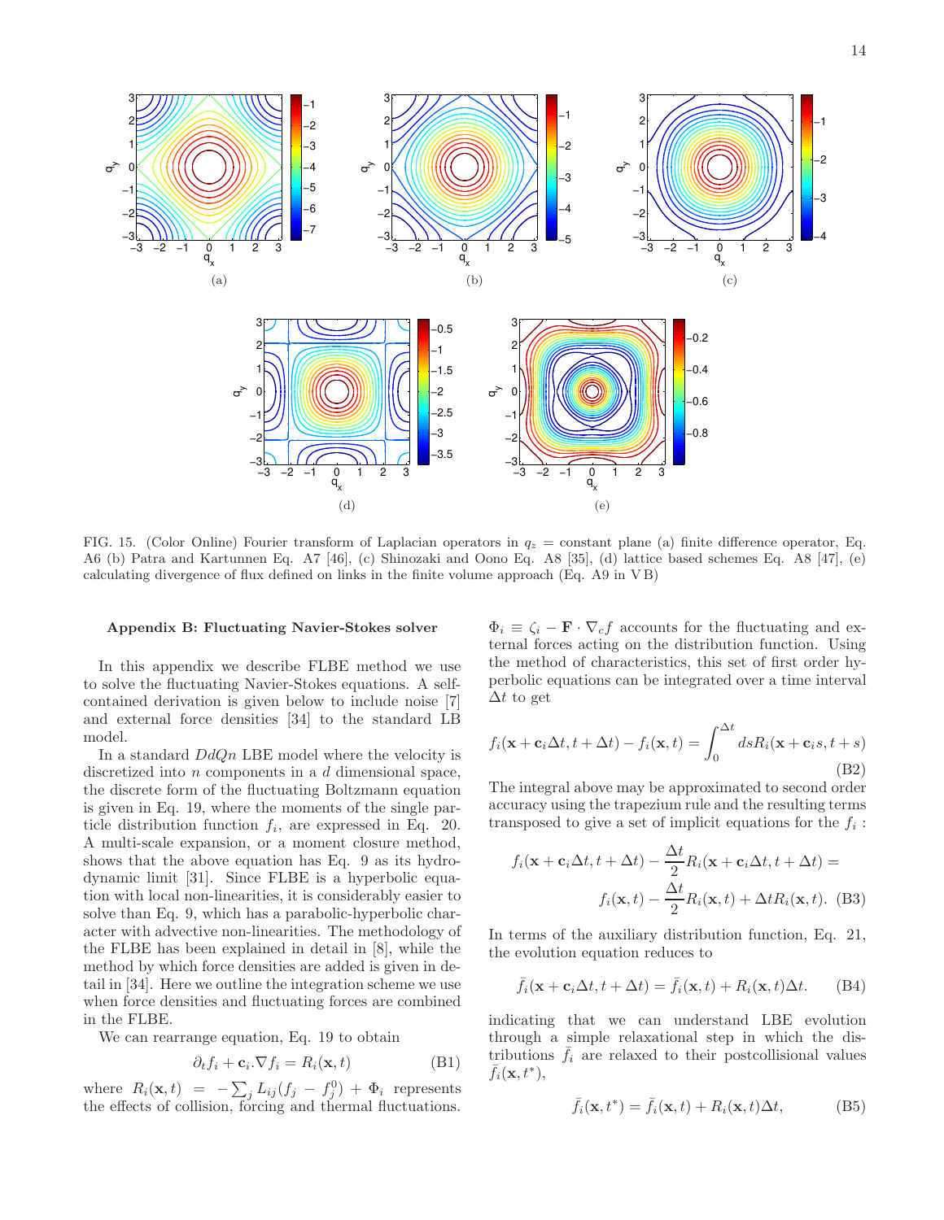FIG. 15. (Color Online) Fourier transform of Laplacian operators in $q_z$ = constant plane (a) finite difference operator, Eq. A6 (b) Patra and Kartunnen Eq. A7 [46], (c) Shinozaki and Oono Eq. A8 [35], (d) lattice based schemes Eq. A8 [47], (e) calculating divergence of flux defined on links in the finite volume approach (Eq. A9 in V B)

### Appendix B: Fluctuating Navier-Stokes solver

In this appendix we describe FLBE method we use to solve the fluctuating Navier-Stokes equations. A self-contained derivation is given below to include noise [7] and external force densities [34] to the standard LB model.

In a standard $DdQn$ LBE model where the velocity is discretized into $n$ components in a $d$ dimensional space, the discrete form of the fluctuating Boltzmann equation is given in Eq. 19, where the moments of the single particle distribution function $f_i$, are expressed in Eq. 20. A multi-scale expansion, or a moment closure method, shows that the above equation has Eq. 9 as its hydrodynamic limit [31]. Since FLBE is a hyperbolic equation with local non-linearities, it is considerably easier to solve than Eq. 9, which has a parabolic-hyperbolic character with advective non-linearities. The methodology of the FLBE has been explained in detail in [8], while the method by which force densities are added is given in detail in [34]. Here we outline the integration scheme we use when force densities and fluctuating forces are combined in the FLBE.

We can rearrange equation, Eq. 19 to obtain

$$\partial_t f_i + \mathbf{c}_i . \nabla f_i = R_i(\mathbf{x}, t) \tag{B1}$$

where $R_i(\mathbf{x}, t) = -\sum_j L_{ij}(f_j - f_j^0) + \Phi_i$ represents the effects of collision, forcing and thermal fluctuations. $\Phi_i \equiv \zeta_i - \mathbf{F} \cdot \nabla_c f$ accounts for the fluctuating and external forces acting on the distribution function. Using the method of characteristics, this set of first order hyperbolic equations can be integrated over a time interval $\Delta t$ to get

$$f_i(\mathbf{x} + \mathbf{c}_i \Delta t, t + \Delta t) - f_i(\mathbf{x}, t) = \int_0^{\Delta t} ds R_i(\mathbf{x} + \mathbf{c}_i s, t + s) \tag{B2}$$

The integral above may be approximated to second order accuracy using the trapezium rule and the resulting terms transposed to give a set of implicit equations for the $f_i$ :

$$f_i(\mathbf{x} + \mathbf{c}_i \Delta t, t + \Delta t) - \frac{\Delta t}{2} R_i(\mathbf{x} + \mathbf{c}_i \Delta t, t + \Delta t) =$$
$$f_i(\mathbf{x}, t) - \frac{\Delta t}{2} R_i(\mathbf{x}, t) + \Delta t R_i(\mathbf{x}, t). \tag{B3}$$

In terms of the auxiliary distribution function, Eq. 21, the evolution equation reduces to

$$\bar{f}_i(\mathbf{x} + \mathbf{c}_i \Delta t, t + \Delta t) = \bar{f}_i(\mathbf{x}, t) + R_i(\mathbf{x}, t) \Delta t. \tag{B4}$$

indicating that we can understand LBE evolution through a simple relaxational step in which the distributions $\bar{f}_i$ are relaxed to their postcollisional values $\bar{f}_i(\mathbf{x}, t^*)$,

$$\bar{f}_i(\mathbf{x}, t^*) = \bar{f}_i(\mathbf{x}, t) + R_i(\mathbf{x}, t) \Delta t, \tag{B5}$$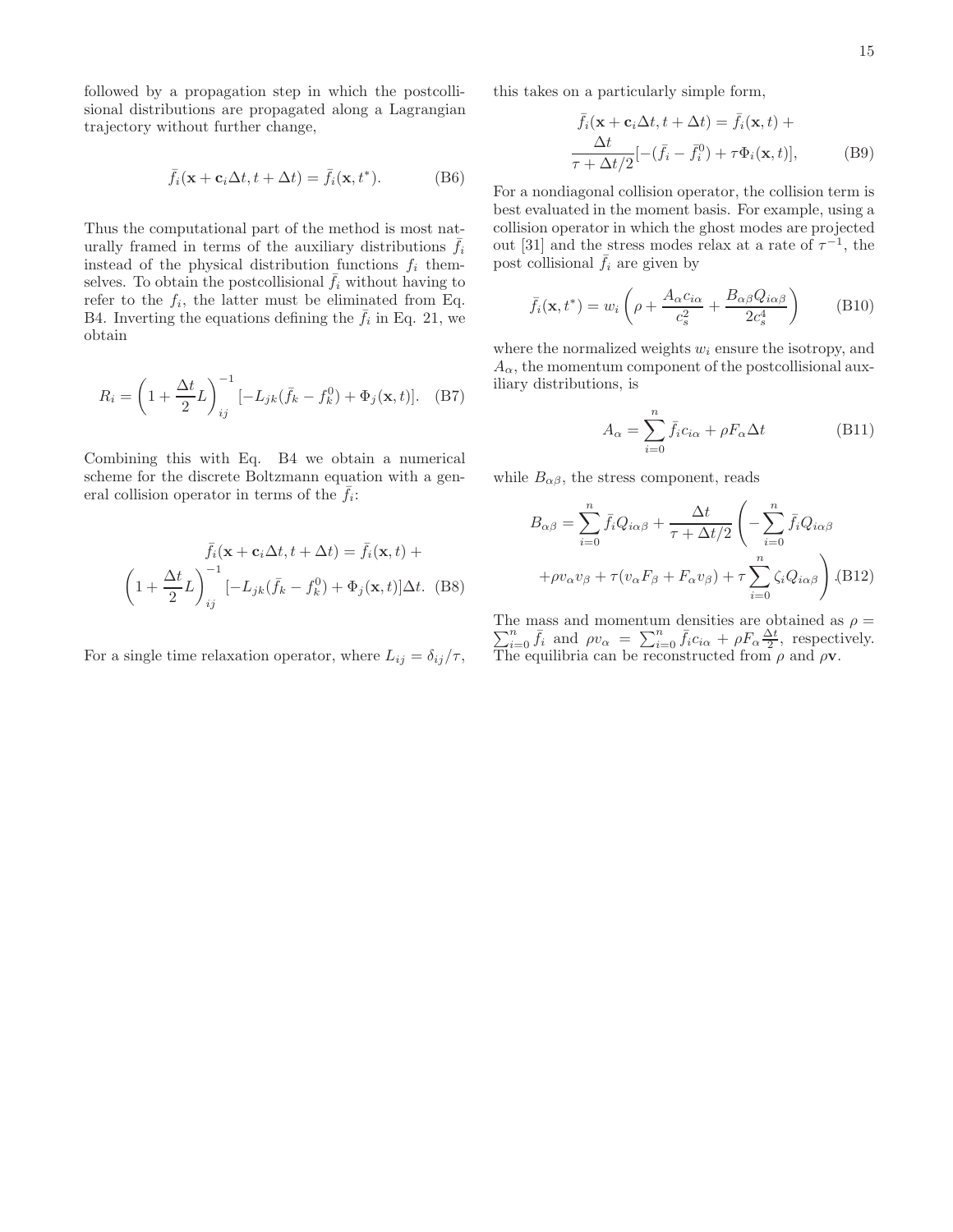followed by a propagation step in which the postcollisional distributions are propagated along a Lagrangian trajectory without further change,

$$\bar{f}_i(\mathbf{x} + \mathbf{c}_i\Delta t, t + \Delta t) = \bar{f}_i(\mathbf{x}, t^*). \tag{B6}$$

Thus the computational part of the method is most naturally framed in terms of the auxiliary distributions $\bar{f}_i$ instead of the physical distribution functions $f_i$ themselves. To obtain the postcollisional $\bar{f}_i$ without having to refer to the $f_i$, the latter must be eliminated from Eq. B4. Inverting the equations defining the $\bar{f}_i$ in Eq. 21, we obtain

$$R_i = \left(1 + \frac{\Delta t}{2} L\right)^{-1}_{ij} [-L_{jk}(\bar{f}_k - f_k^0) + \Phi_j(\mathbf{x}, t)]. \tag{B7}$$

Combining this with Eq. B4 we obtain a numerical scheme for the discrete Boltzmann equation with a general collision operator in terms of the $\bar{f}_i$:

$$\bar{f}_i(\mathbf{x} + \mathbf{c}_i\Delta t, t + \Delta t) = \bar{f}_i(\mathbf{x}, t) + \left(1 + \frac{\Delta t}{2} L\right)^{-1}_{ij} [-L_{jk}(\bar{f}_k - f_k^0) + \Phi_j(\mathbf{x}, t)]\Delta t. \tag{B8}$$

For a single time relaxation operator, where $L_{ij} = \delta_{ij}/\tau$, this takes on a particularly simple form,

$$\bar{f}_i(\mathbf{x} + \mathbf{c}_i\Delta t, t + \Delta t) = \bar{f}_i(\mathbf{x}, t) + \frac{\Delta t}{\tau + \Delta t/2}[-(\bar{f}_i - \bar{f}_i^0) + \tau\Phi_i(\mathbf{x}, t)], \tag{B9}$$

For a nondiagonal collision operator, the collision term is best evaluated in the moment basis. For example, using a collision operator in which the ghost modes are projected out [31] and the stress modes relax at a rate of $\tau^{-1}$, the post collisional $\bar{f}_i$ are given by

$$\bar{f}_i(\mathbf{x}, t^*) = w_i \left(\rho + \frac{A_\alpha c_{i\alpha}}{c_s^2} + \frac{B_{\alpha\beta} Q_{i\alpha\beta}}{2c_s^4}\right) \tag{B10}$$

where the normalized weights $w_i$ ensure the isotropy, and $A_\alpha$, the momentum component of the postcollisional auxiliary distributions, is

$$A_\alpha = \sum_{i=0}^{n} \bar{f}_i c_{i\alpha} + \rho F_\alpha \Delta t \tag{B11}$$

while $B_{\alpha\beta}$, the stress component, reads

$$B_{\alpha\beta} = \sum_{i=0}^{n} \bar{f}_i Q_{i\alpha\beta} + \frac{\Delta t}{\tau + \Delta t/2} \left(-\sum_{i=0}^{n} \bar{f}_i Q_{i\alpha\beta} + \rho v_\alpha v_\beta + \tau(v_\alpha F_\beta + F_\alpha v_\beta) + \tau \sum_{i=0}^{n} \zeta_i Q_{i\alpha\beta}\right). \tag{B12}$$

The mass and momentum densities are obtained as $\rho = \sum_{i=0}^{n} \bar{f}_i$ and $\rho v_\alpha = \sum_{i=0}^{n} \bar{f}_i c_{i\alpha} + \rho F_\alpha \frac{\Delta t}{2}$, respectively. The equilibria can be reconstructed from $\rho$ and $\rho\mathbf{v}$.